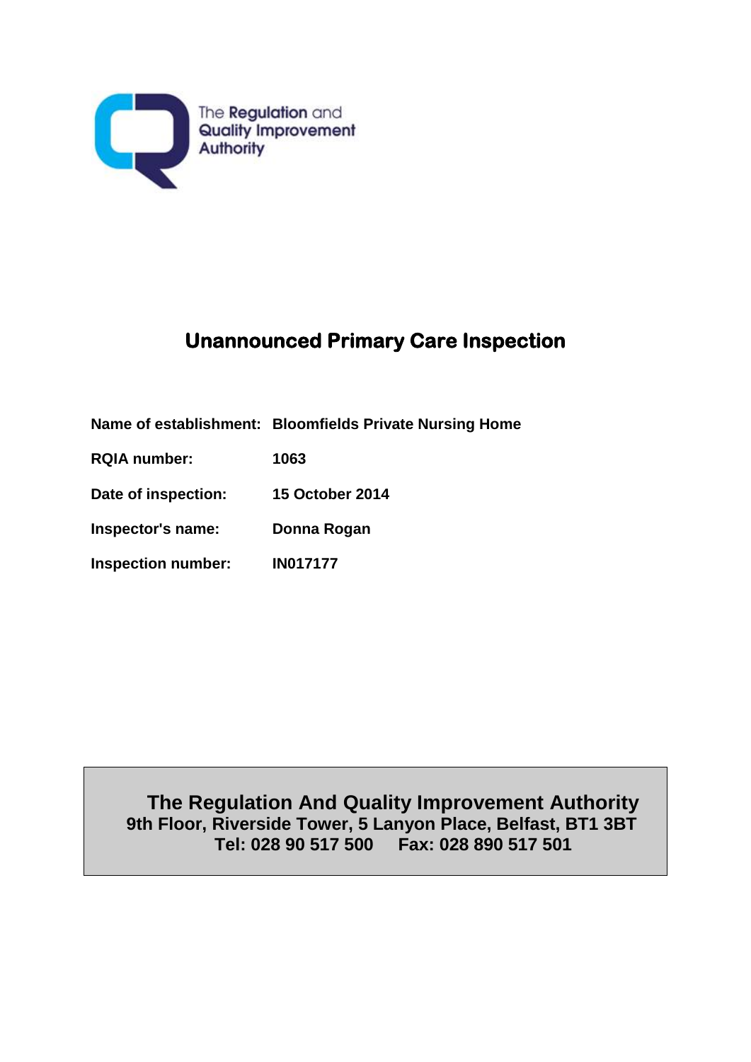The Regulation and Quality Improvement Authority

# Unannounced Primary Care Inspection

| | |
|---|---|
| **Name of establishment:** | **Bloomfields Private Nursing Home** |
| **RQIA number:** | **1063** |
| **Date of inspection:** | **15 October 2014** |
| **Inspector's name:** | **Donna Rogan** |
| **Inspection number:** | **IN017177** |

**The Regulation And Quality Improvement Authority**
**9th Floor, Riverside Tower, 5 Lanyon Place, Belfast, BT1 3BT**
**Tel: 028 90 517 500 Fax: 028 890 517 501**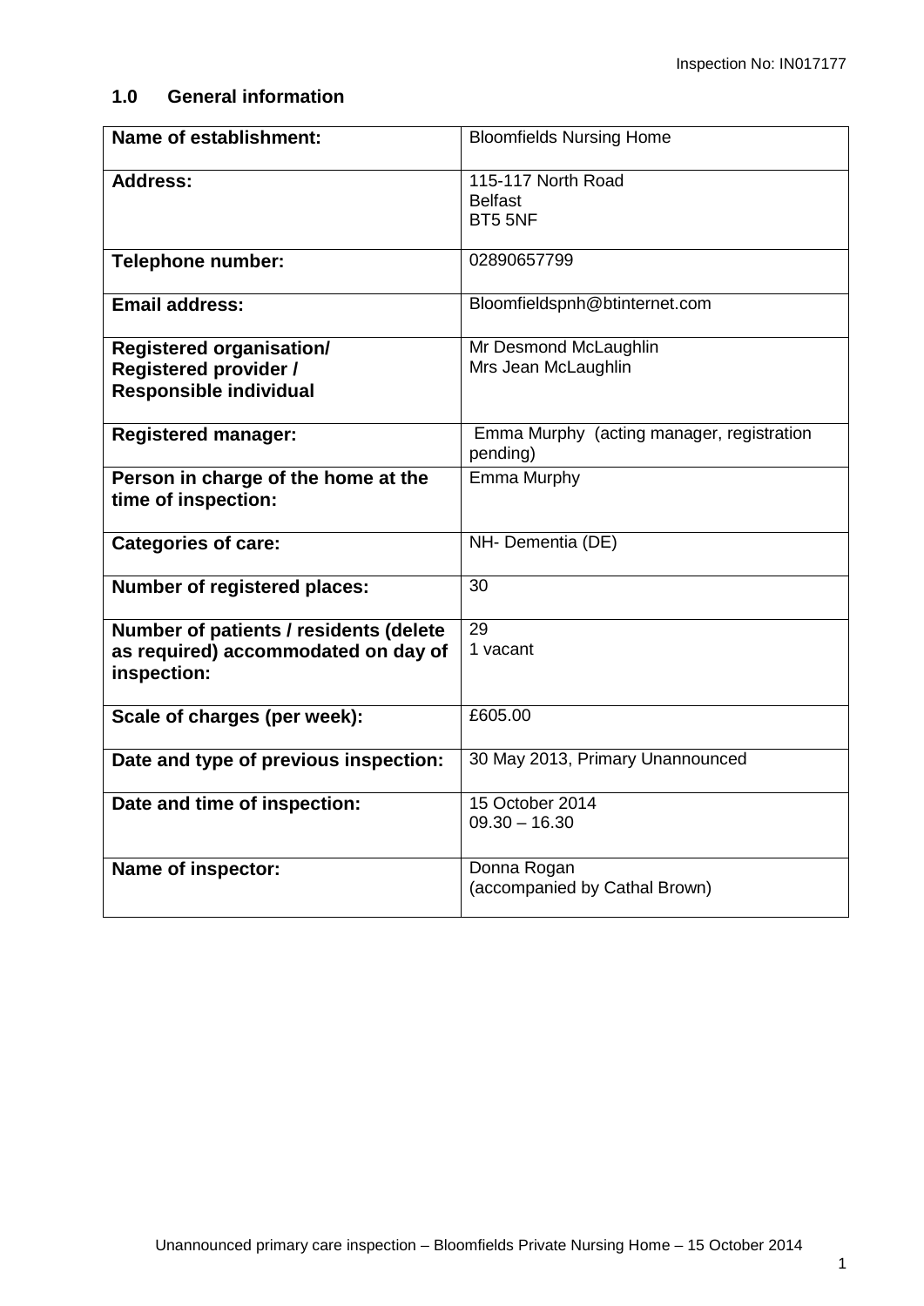## 1.0 General information

| | |
|---|---|
| **Name of establishment:** | Bloomfields Nursing Home |
| **Address:** | 115-117 North Road<br>Belfast<br>BT5 5NF |
| **Telephone number:** | 02890657799 |
| **Email address:** | Bloomfieldspnh@btinternet.com |
| **Registered organisation/ Registered provider / Responsible individual** | Mr Desmond McLaughlin<br>Mrs Jean McLaughlin |
| **Registered manager:** | Emma Murphy (acting manager, registration pending) |
| **Person in charge of the home at the time of inspection:** | Emma Murphy |
| **Categories of care:** | NH- Dementia (DE) |
| **Number of registered places:** | 30 |
| **Number of patients / residents (delete as required) accommodated on day of inspection:** | 29<br>1 vacant |
| **Scale of charges (per week):** | £605.00 |
| **Date and type of previous inspection:** | 30 May 2013, Primary Unannounced |
| **Date and time of inspection:** | 15 October 2014<br>09.30 – 16.30 |
| **Name of inspector:** | Donna Rogan<br>(accompanied by Cathal Brown) |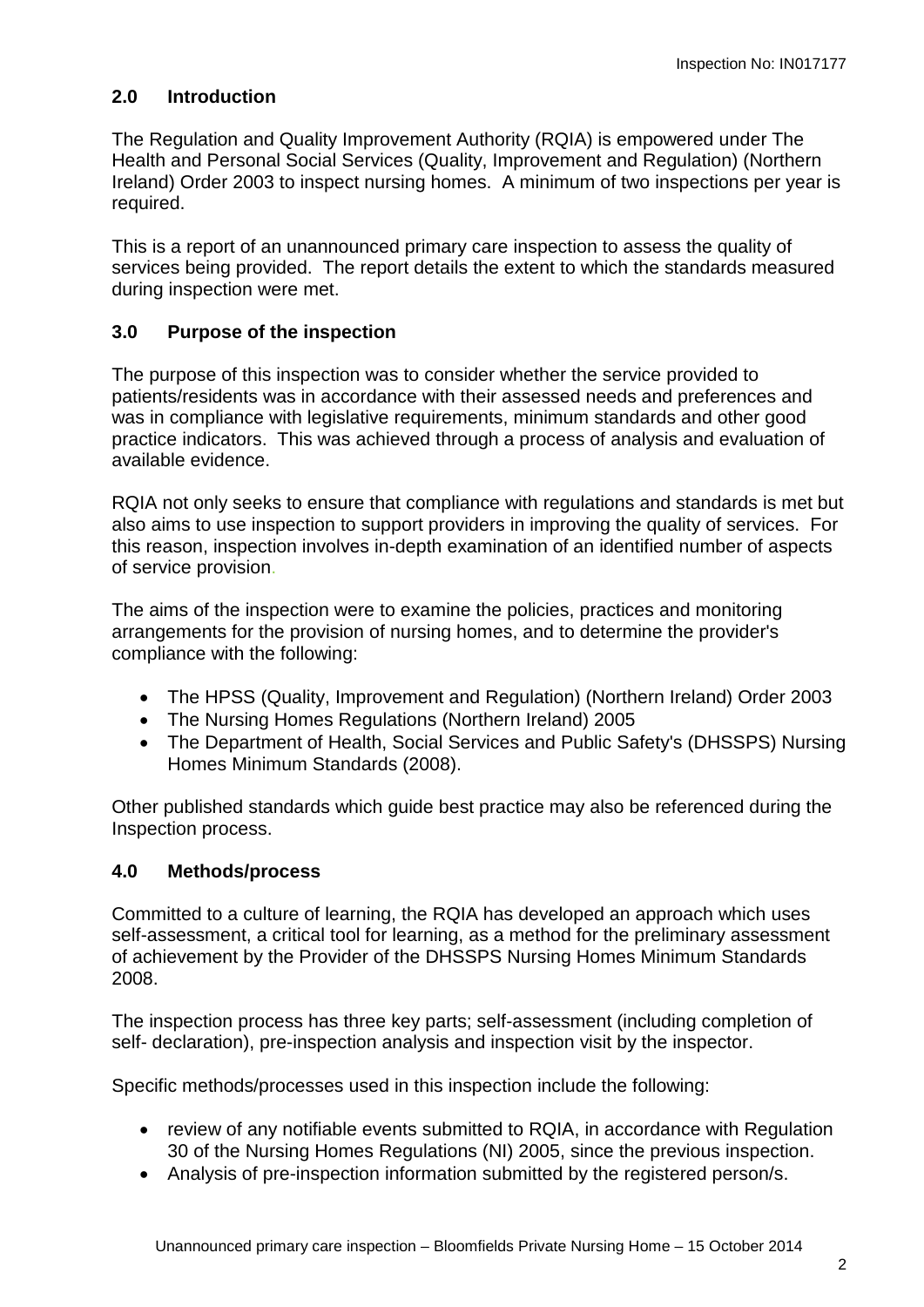## 2.0 Introduction

The Regulation and Quality Improvement Authority (RQIA) is empowered under The Health and Personal Social Services (Quality, Improvement and Regulation) (Northern Ireland) Order 2003 to inspect nursing homes. A minimum of two inspections per year is required.

This is a report of an unannounced primary care inspection to assess the quality of services being provided. The report details the extent to which the standards measured during inspection were met.

## 3.0 Purpose of the inspection

The purpose of this inspection was to consider whether the service provided to patients/residents was in accordance with their assessed needs and preferences and was in compliance with legislative requirements, minimum standards and other good practice indicators. This was achieved through a process of analysis and evaluation of available evidence.

RQIA not only seeks to ensure that compliance with regulations and standards is met but also aims to use inspection to support providers in improving the quality of services. For this reason, inspection involves in-depth examination of an identified number of aspects of service provision.

The aims of the inspection were to examine the policies, practices and monitoring arrangements for the provision of nursing homes, and to determine the provider's compliance with the following:

- The HPSS (Quality, Improvement and Regulation) (Northern Ireland) Order 2003
- The Nursing Homes Regulations (Northern Ireland) 2005
- The Department of Health, Social Services and Public Safety's (DHSSPS) Nursing Homes Minimum Standards (2008).

Other published standards which guide best practice may also be referenced during the Inspection process.

## 4.0 Methods/process

Committed to a culture of learning, the RQIA has developed an approach which uses self-assessment, a critical tool for learning, as a method for the preliminary assessment of achievement by the Provider of the DHSSPS Nursing Homes Minimum Standards 2008.

The inspection process has three key parts; self-assessment (including completion of self- declaration), pre-inspection analysis and inspection visit by the inspector.

Specific methods/processes used in this inspection include the following:

- review of any notifiable events submitted to RQIA, in accordance with Regulation 30 of the Nursing Homes Regulations (NI) 2005, since the previous inspection.
- Analysis of pre-inspection information submitted by the registered person/s.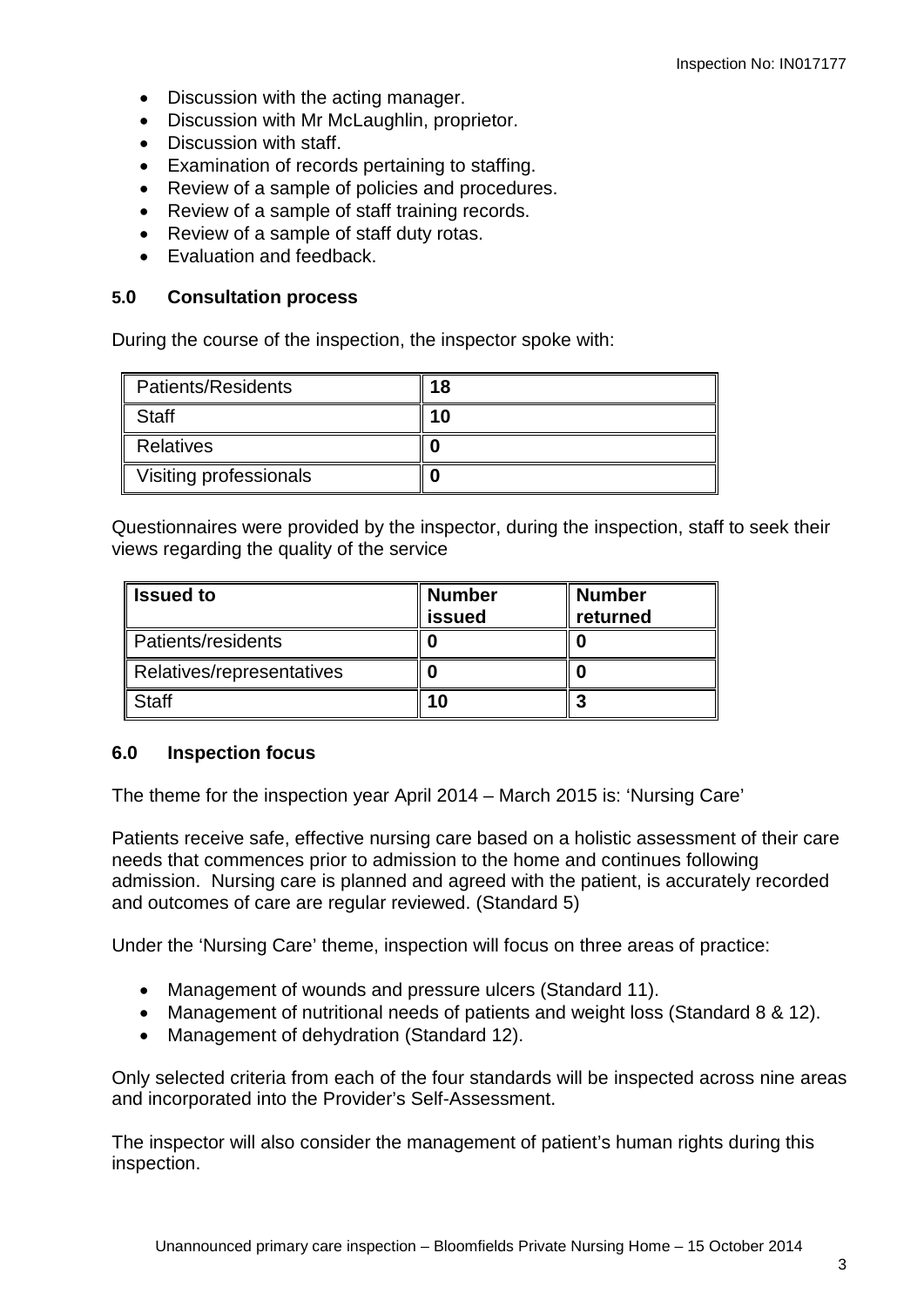- Discussion with the acting manager.
- Discussion with Mr McLaughlin, proprietor.
- Discussion with staff.
- Examination of records pertaining to staffing.
- Review of a sample of policies and procedures.
- Review of a sample of staff training records.
- Review of a sample of staff duty rotas.
- Evaluation and feedback.

## 5.0 Consultation process

During the course of the inspection, the inspector spoke with:

| | |
|---|---|
| Patients/Residents | **18** |
| Staff | **10** |
| Relatives | **0** |
| Visiting professionals | **0** |

Questionnaires were provided by the inspector, during the inspection, staff to seek their views regarding the quality of the service

| Issued to | Number issued | Number returned |
|---|---|---|
| Patients/residents | **0** | **0** |
| Relatives/representatives | **0** | **0** |
| Staff | **10** | **3** |

## 6.0 Inspection focus

The theme for the inspection year April 2014 – March 2015 is: 'Nursing Care'

Patients receive safe, effective nursing care based on a holistic assessment of their care needs that commences prior to admission to the home and continues following admission. Nursing care is planned and agreed with the patient, is accurately recorded and outcomes of care are regular reviewed. (Standard 5)

Under the 'Nursing Care' theme, inspection will focus on three areas of practice:

- Management of wounds and pressure ulcers (Standard 11).
- Management of nutritional needs of patients and weight loss (Standard 8 & 12).
- Management of dehydration (Standard 12).

Only selected criteria from each of the four standards will be inspected across nine areas and incorporated into the Provider's Self-Assessment.

The inspector will also consider the management of patient's human rights during this inspection.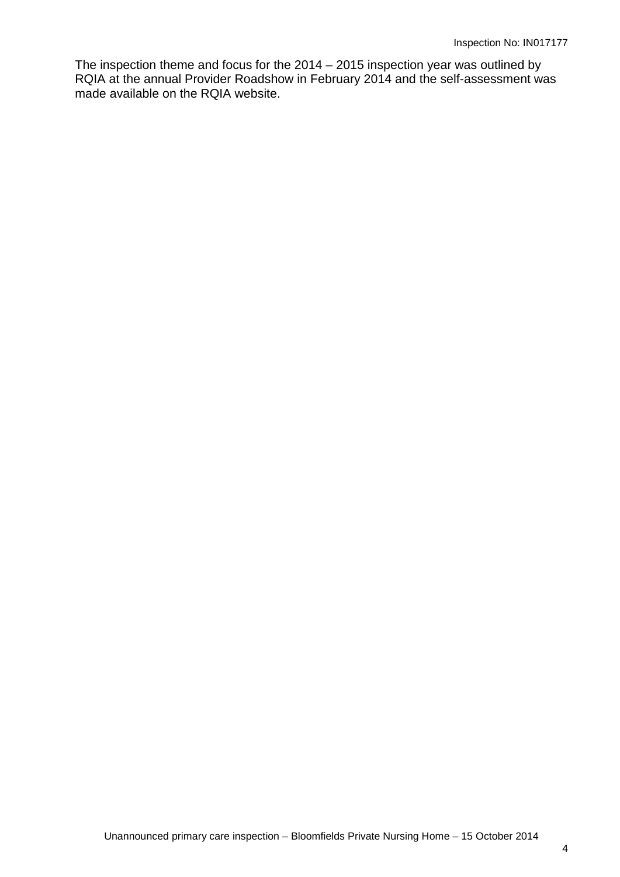The inspection theme and focus for the 2014 – 2015 inspection year was outlined by RQIA at the annual Provider Roadshow in February 2014 and the self-assessment was made available on the RQIA website.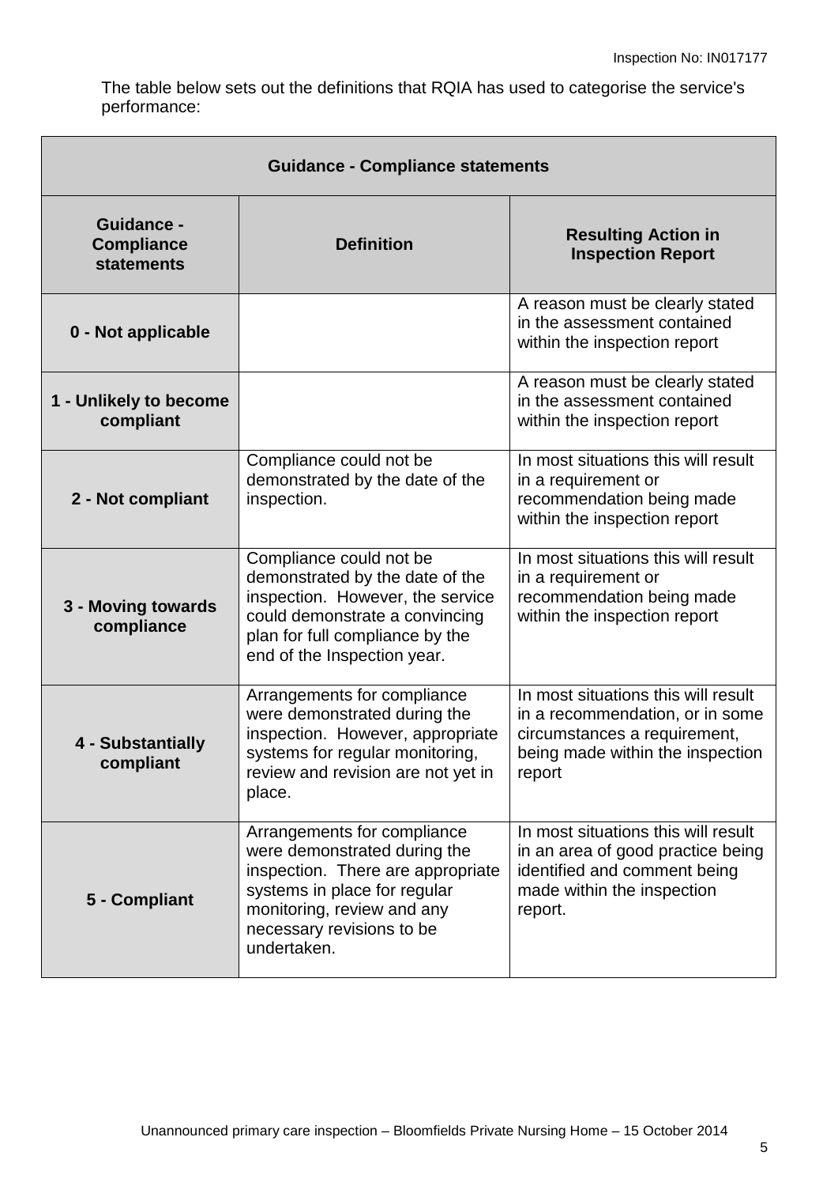The table below sets out the definitions that RQIA has used to categorise the service's performance:

| Guidance - Compliance statements | | |
|---|---|---|
| **Guidance - Compliance statements** | **Definition** | **Resulting Action in Inspection Report** |
| **0 - Not applicable** | | A reason must be clearly stated in the assessment contained within the inspection report |
| **1 - Unlikely to become compliant** | | A reason must be clearly stated in the assessment contained within the inspection report |
| **2 - Not compliant** | Compliance could not be demonstrated by the date of the inspection. | In most situations this will result in a requirement or recommendation being made within the inspection report |
| **3 - Moving towards compliance** | Compliance could not be demonstrated by the date of the inspection. However, the service could demonstrate a convincing plan for full compliance by the end of the Inspection year. | In most situations this will result in a requirement or recommendation being made within the inspection report |
| **4 - Substantially compliant** | Arrangements for compliance were demonstrated during the inspection. However, appropriate systems for regular monitoring, review and revision are not yet in place. | In most situations this will result in a recommendation, or in some circumstances a requirement, being made within the inspection report |
| **5 - Compliant** | Arrangements for compliance were demonstrated during the inspection. There are appropriate systems in place for regular monitoring, review and any necessary revisions to be undertaken. | In most situations this will result in an area of good practice being identified and comment being made within the inspection report. |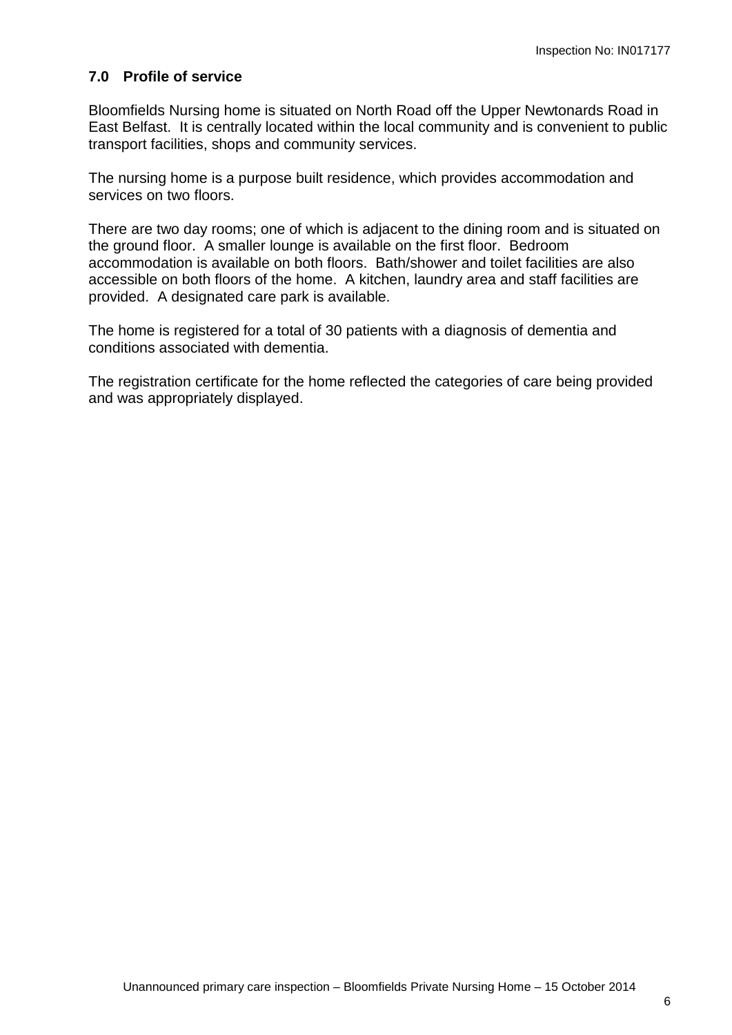## 7.0 Profile of service

Bloomfields Nursing home is situated on North Road off the Upper Newtonards Road in East Belfast. It is centrally located within the local community and is convenient to public transport facilities, shops and community services.

The nursing home is a purpose built residence, which provides accommodation and services on two floors.

There are two day rooms; one of which is adjacent to the dining room and is situated on the ground floor. A smaller lounge is available on the first floor. Bedroom accommodation is available on both floors. Bath/shower and toilet facilities are also accessible on both floors of the home. A kitchen, laundry area and staff facilities are provided. A designated care park is available.

The home is registered for a total of 30 patients with a diagnosis of dementia and conditions associated with dementia.

The registration certificate for the home reflected the categories of care being provided and was appropriately displayed.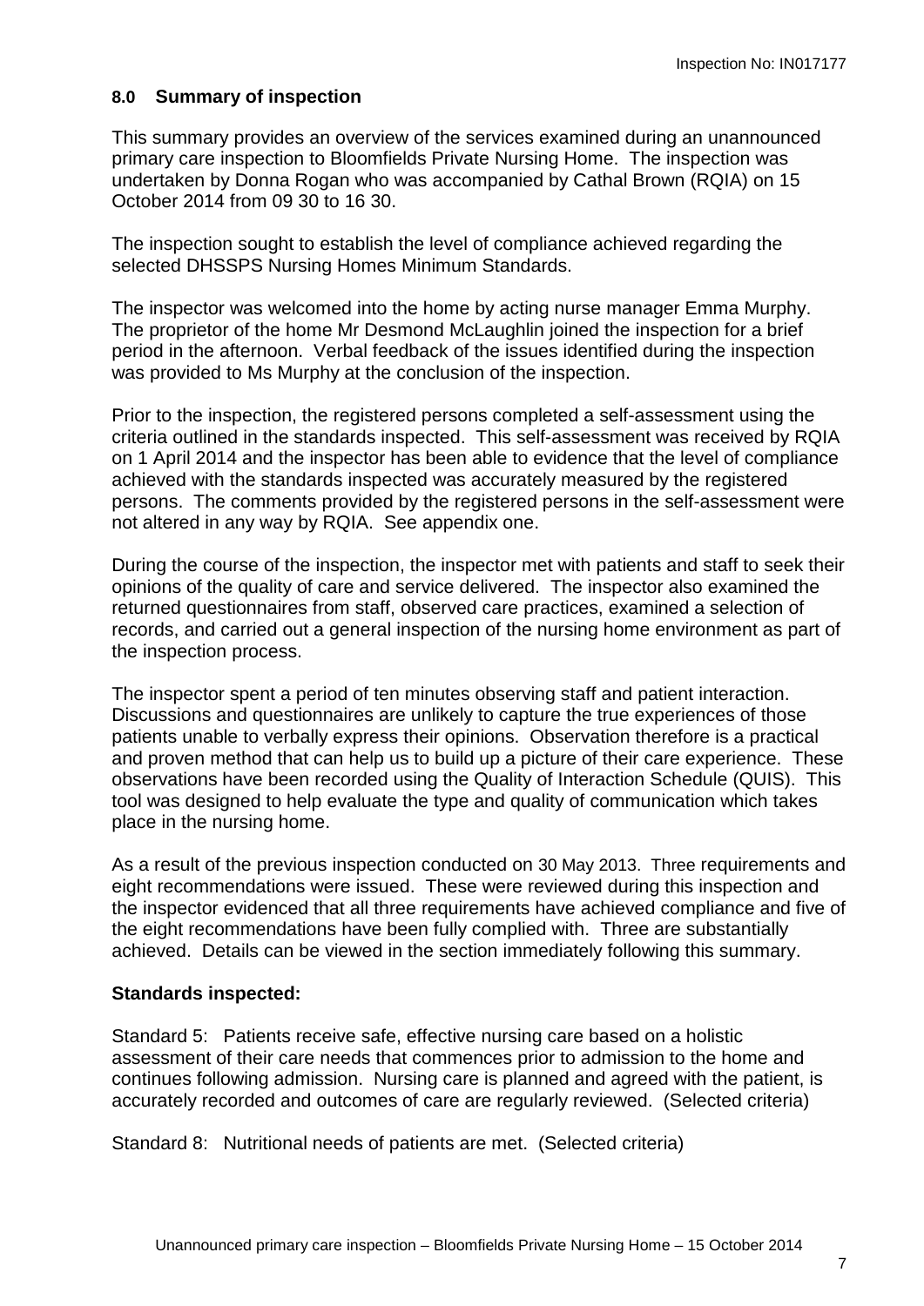## 8.0 Summary of inspection

This summary provides an overview of the services examined during an unannounced primary care inspection to Bloomfields Private Nursing Home. The inspection was undertaken by Donna Rogan who was accompanied by Cathal Brown (RQIA) on 15 October 2014 from 09 30 to 16 30.

The inspection sought to establish the level of compliance achieved regarding the selected DHSSPS Nursing Homes Minimum Standards.

The inspector was welcomed into the home by acting nurse manager Emma Murphy. The proprietor of the home Mr Desmond McLaughlin joined the inspection for a brief period in the afternoon. Verbal feedback of the issues identified during the inspection was provided to Ms Murphy at the conclusion of the inspection.

Prior to the inspection, the registered persons completed a self-assessment using the criteria outlined in the standards inspected. This self-assessment was received by RQIA on 1 April 2014 and the inspector has been able to evidence that the level of compliance achieved with the standards inspected was accurately measured by the registered persons. The comments provided by the registered persons in the self-assessment were not altered in any way by RQIA. See appendix one.

During the course of the inspection, the inspector met with patients and staff to seek their opinions of the quality of care and service delivered. The inspector also examined the returned questionnaires from staff, observed care practices, examined a selection of records, and carried out a general inspection of the nursing home environment as part of the inspection process.

The inspector spent a period of ten minutes observing staff and patient interaction. Discussions and questionnaires are unlikely to capture the true experiences of those patients unable to verbally express their opinions. Observation therefore is a practical and proven method that can help us to build up a picture of their care experience. These observations have been recorded using the Quality of Interaction Schedule (QUIS). This tool was designed to help evaluate the type and quality of communication which takes place in the nursing home.

As a result of the previous inspection conducted on 30 May 2013. Three requirements and eight recommendations were issued. These were reviewed during this inspection and the inspector evidenced that all three requirements have achieved compliance and five of the eight recommendations have been fully complied with. Three are substantially achieved. Details can be viewed in the section immediately following this summary.

**Standards inspected:**

Standard 5: Patients receive safe, effective nursing care based on a holistic assessment of their care needs that commences prior to admission to the home and continues following admission. Nursing care is planned and agreed with the patient, is accurately recorded and outcomes of care are regularly reviewed. (Selected criteria)

Standard 8: Nutritional needs of patients are met. (Selected criteria)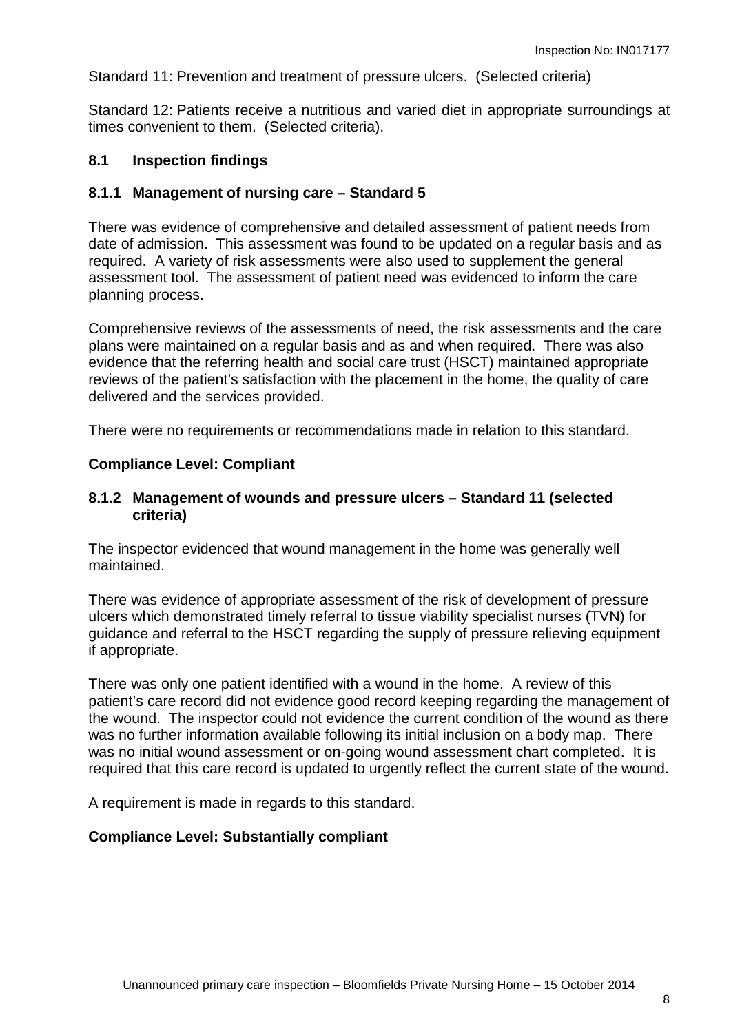Standard 11: Prevention and treatment of pressure ulcers. (Selected criteria)

Standard 12: Patients receive a nutritious and varied diet in appropriate surroundings at times convenient to them. (Selected criteria).

## 8.1 Inspection findings

### 8.1.1 Management of nursing care – Standard 5

There was evidence of comprehensive and detailed assessment of patient needs from date of admission. This assessment was found to be updated on a regular basis and as required. A variety of risk assessments were also used to supplement the general assessment tool. The assessment of patient need was evidenced to inform the care planning process.

Comprehensive reviews of the assessments of need, the risk assessments and the care plans were maintained on a regular basis and as and when required. There was also evidence that the referring health and social care trust (HSCT) maintained appropriate reviews of the patient's satisfaction with the placement in the home, the quality of care delivered and the services provided.

There were no requirements or recommendations made in relation to this standard.

**Compliance Level: Compliant**

### 8.1.2 Management of wounds and pressure ulcers – Standard 11 (selected criteria)

The inspector evidenced that wound management in the home was generally well maintained.

There was evidence of appropriate assessment of the risk of development of pressure ulcers which demonstrated timely referral to tissue viability specialist nurses (TVN) for guidance and referral to the HSCT regarding the supply of pressure relieving equipment if appropriate.

There was only one patient identified with a wound in the home. A review of this patient's care record did not evidence good record keeping regarding the management of the wound. The inspector could not evidence the current condition of the wound as there was no further information available following its initial inclusion on a body map. There was no initial wound assessment or on-going wound assessment chart completed. It is required that this care record is updated to urgently reflect the current state of the wound.

A requirement is made in regards to this standard.

**Compliance Level: Substantially compliant**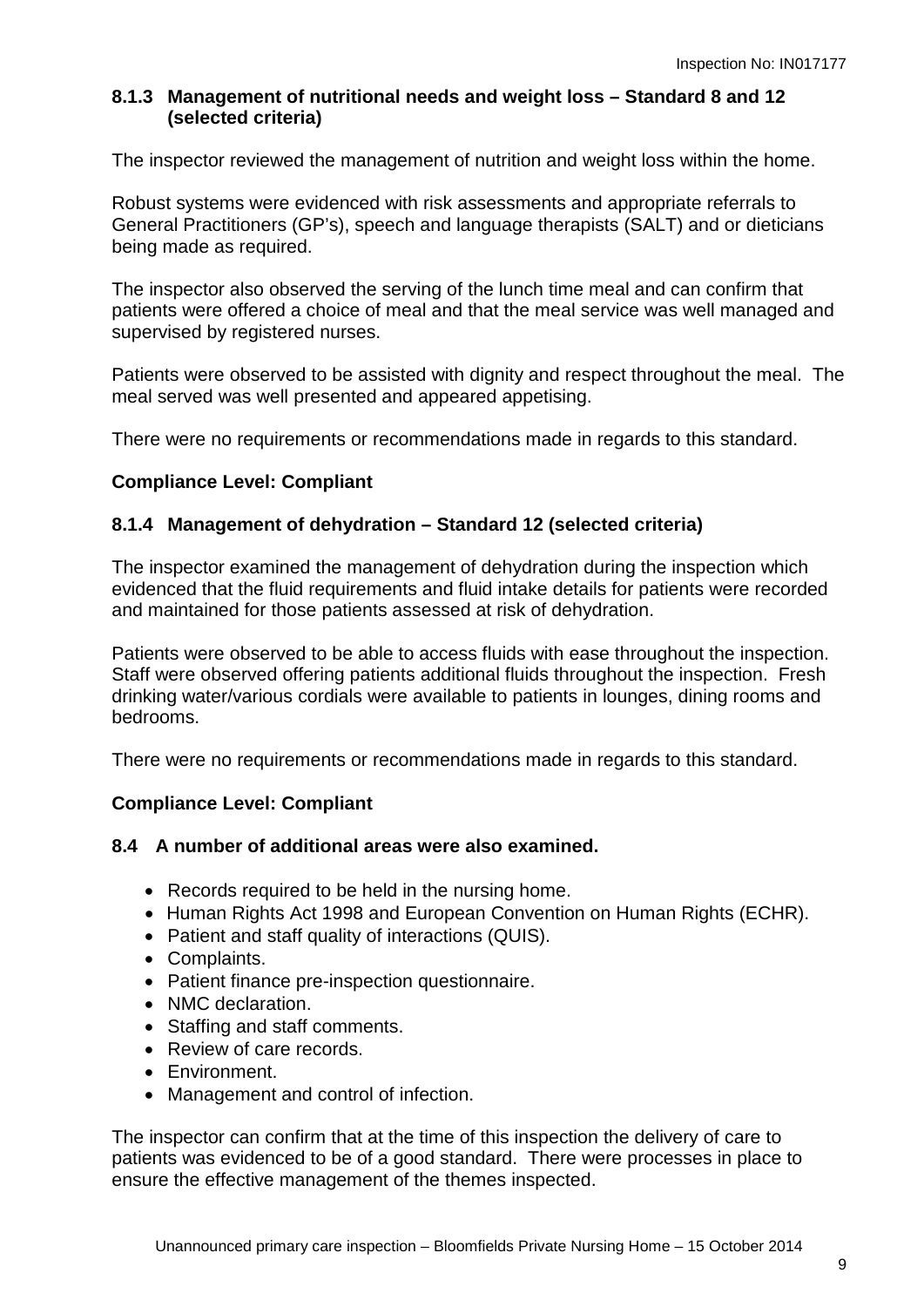### 8.1.3 Management of nutritional needs and weight loss – Standard 8 and 12 (selected criteria)

The inspector reviewed the management of nutrition and weight loss within the home.

Robust systems were evidenced with risk assessments and appropriate referrals to General Practitioners (GP's), speech and language therapists (SALT) and or dieticians being made as required.

The inspector also observed the serving of the lunch time meal and can confirm that patients were offered a choice of meal and that the meal service was well managed and supervised by registered nurses.

Patients were observed to be assisted with dignity and respect throughout the meal. The meal served was well presented and appeared appetising.

There were no requirements or recommendations made in regards to this standard.

**Compliance Level: Compliant**

### 8.1.4 Management of dehydration – Standard 12 (selected criteria)

The inspector examined the management of dehydration during the inspection which evidenced that the fluid requirements and fluid intake details for patients were recorded and maintained for those patients assessed at risk of dehydration.

Patients were observed to be able to access fluids with ease throughout the inspection. Staff were observed offering patients additional fluids throughout the inspection. Fresh drinking water/various cordials were available to patients in lounges, dining rooms and bedrooms.

There were no requirements or recommendations made in regards to this standard.

**Compliance Level: Compliant**

### 8.4 A number of additional areas were also examined.

- Records required to be held in the nursing home.
- Human Rights Act 1998 and European Convention on Human Rights (ECHR).
- Patient and staff quality of interactions (QUIS).
- Complaints.
- Patient finance pre-inspection questionnaire.
- NMC declaration.
- Staffing and staff comments.
- Review of care records.
- Environment.
- Management and control of infection.

The inspector can confirm that at the time of this inspection the delivery of care to patients was evidenced to be of a good standard. There were processes in place to ensure the effective management of the themes inspected.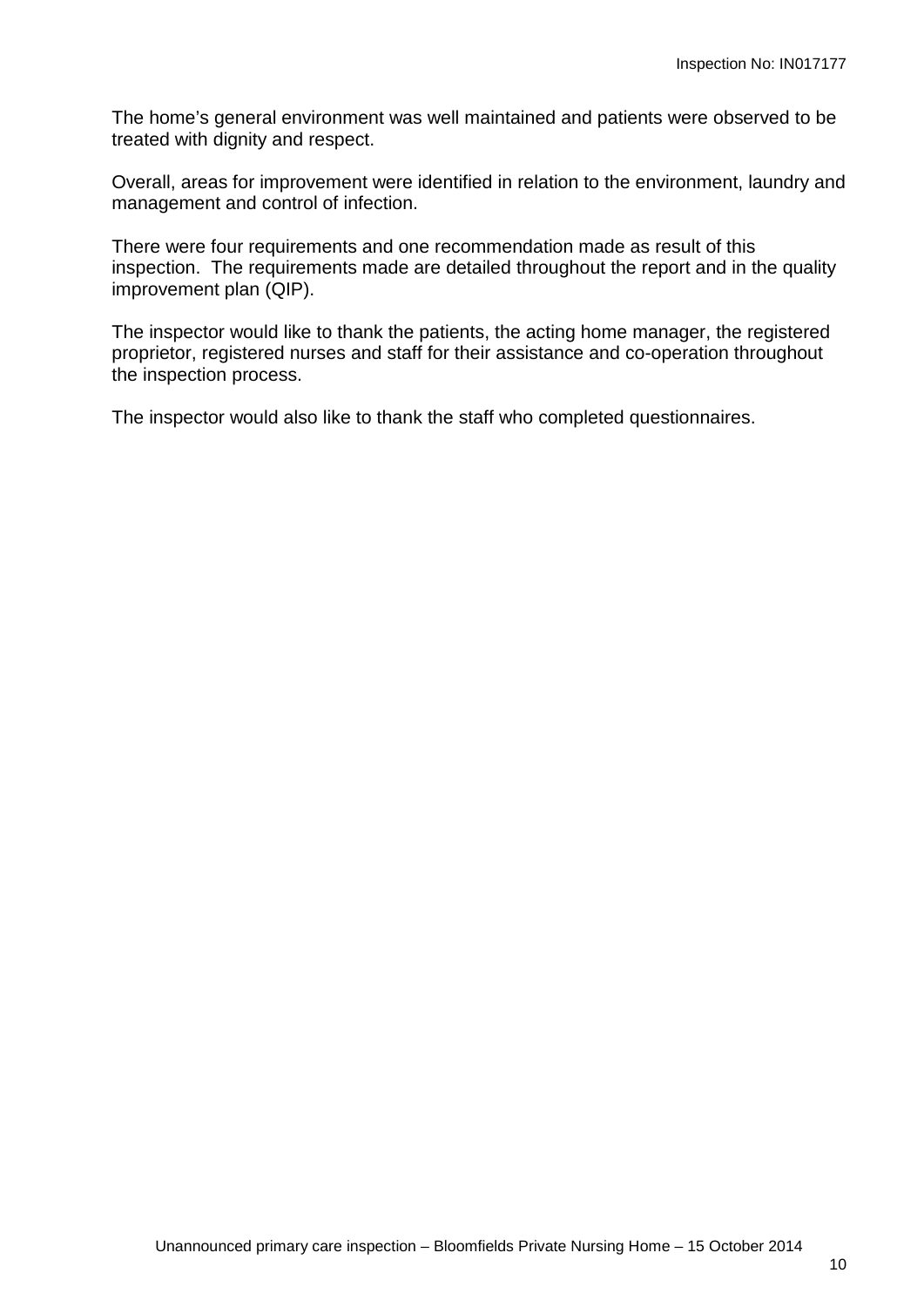The home's general environment was well maintained and patients were observed to be treated with dignity and respect.

Overall, areas for improvement were identified in relation to the environment, laundry and management and control of infection.

There were four requirements and one recommendation made as result of this inspection. The requirements made are detailed throughout the report and in the quality improvement plan (QIP).

The inspector would like to thank the patients, the acting home manager, the registered proprietor, registered nurses and staff for their assistance and co-operation throughout the inspection process.

The inspector would also like to thank the staff who completed questionnaires.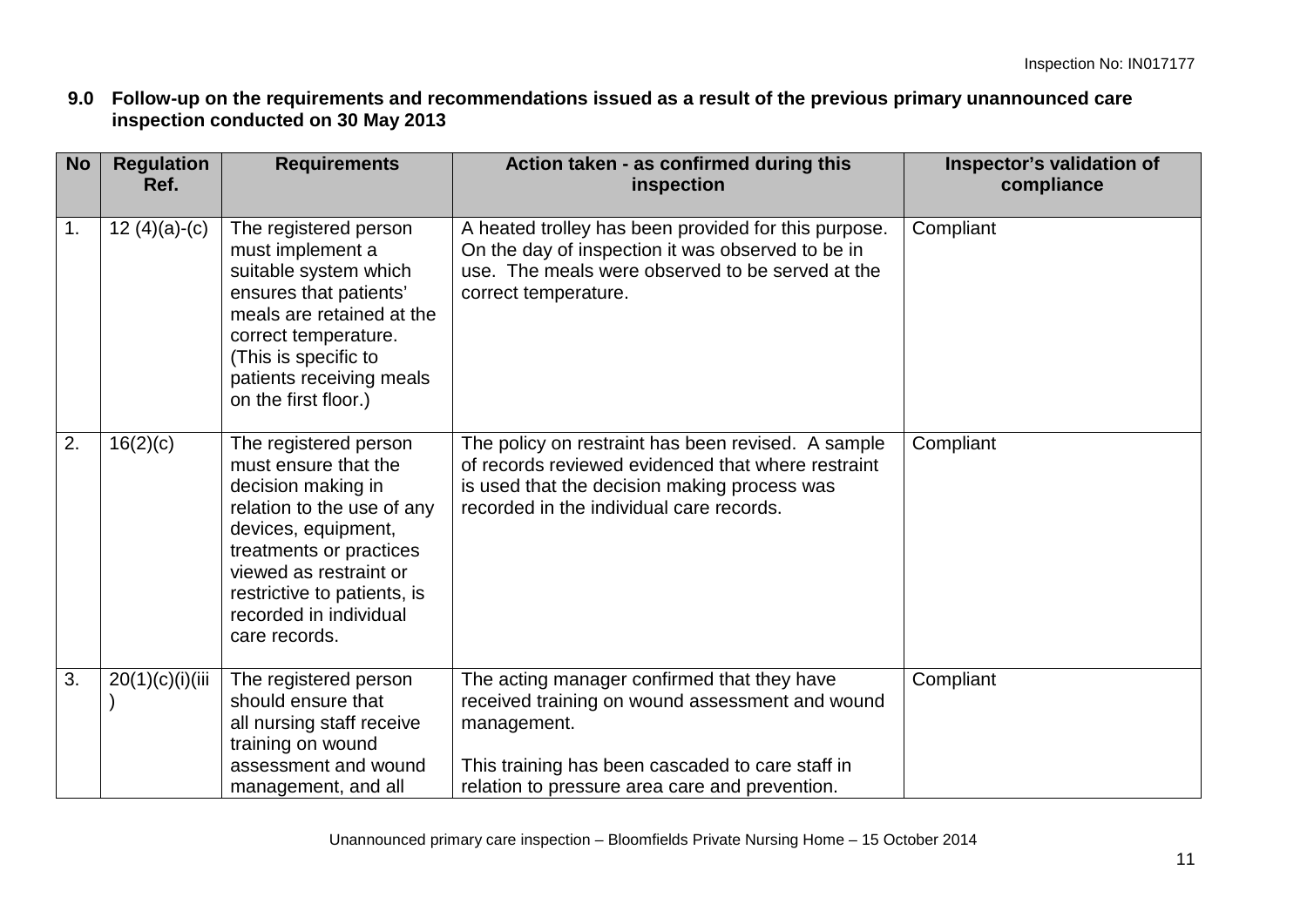## 9.0 Follow-up on the requirements and recommendations issued as a result of the previous primary unannounced care inspection conducted on 30 May 2013

| No | Regulation Ref. | Requirements | Action taken - as confirmed during this inspection | Inspector's validation of compliance |
|---|---|---|---|---|
| 1. | 12 (4)(a)-(c) | The registered person must implement a suitable system which ensures that patients' meals are retained at the correct temperature. (This is specific to patients receiving meals on the first floor.) | A heated trolley has been provided for this purpose. On the day of inspection it was observed to be in use. The meals were observed to be served at the correct temperature. | Compliant |
| 2. | 16(2)(c) | The registered person must ensure that the decision making in relation to the use of any devices, equipment, treatments or practices viewed as restraint or restrictive to patients, is recorded in individual care records. | The policy on restraint has been revised. A sample of records reviewed evidenced that where restraint is used that the decision making process was recorded in the individual care records. | Compliant |
| 3. | 20(1)(c)(i)(iii) | The registered person should ensure that all nursing staff receive training on wound assessment and wound management, and all | The acting manager confirmed that they have received training on wound assessment and wound management.<br><br>This training has been cascaded to care staff in relation to pressure area care and prevention. | Compliant |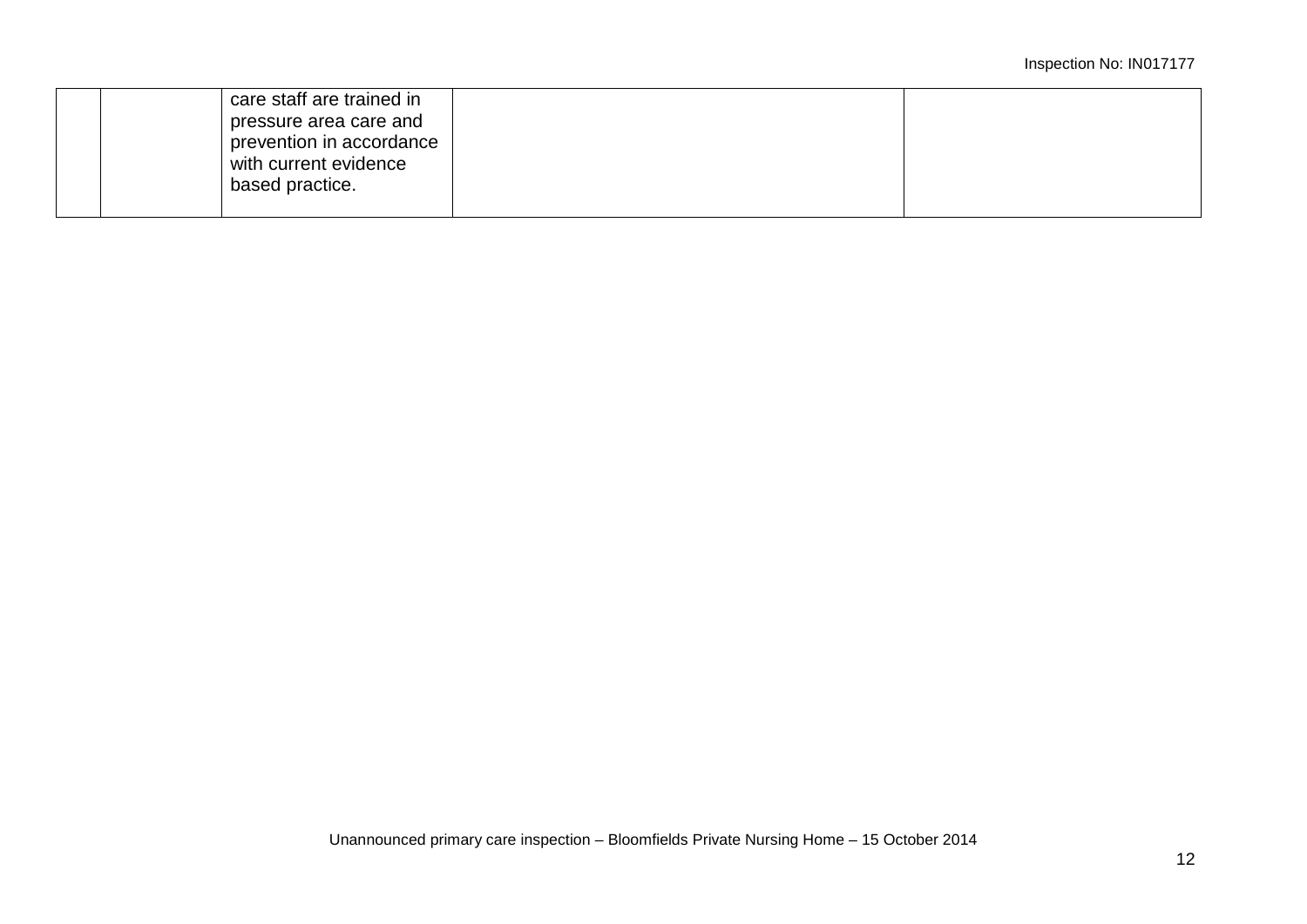|  |  | care staff are trained in pressure area care and prevention in accordance with current evidence based practice. |  |  |
|---|---|---|---|---|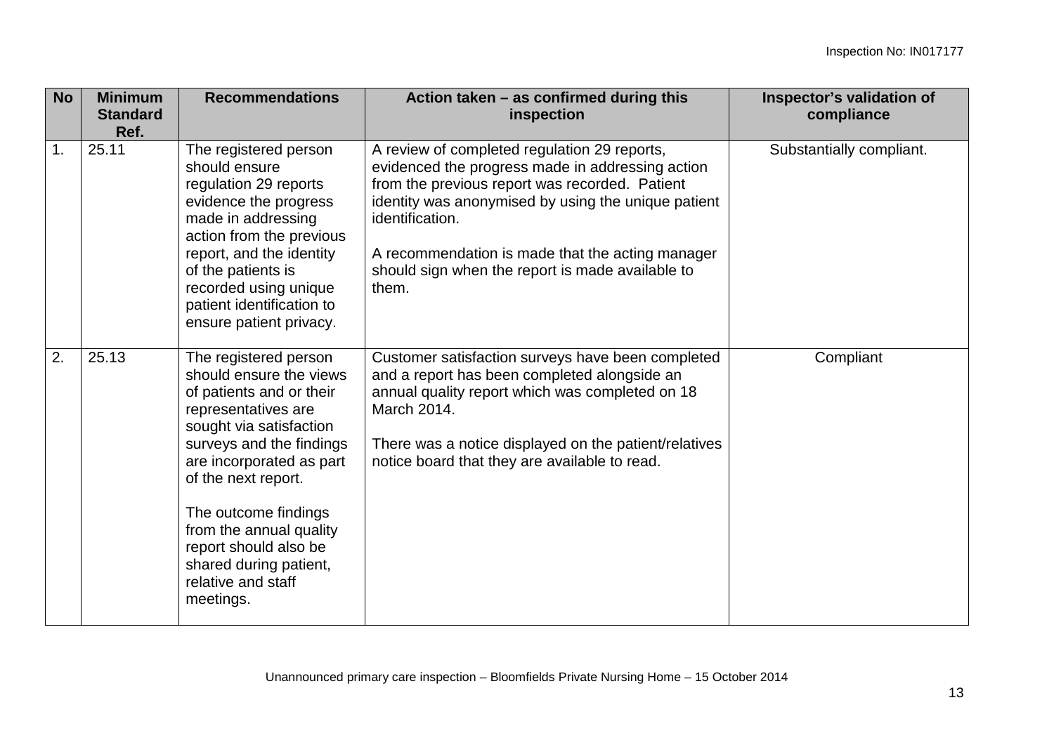| No | Minimum Standard Ref. | Recommendations | Action taken – as confirmed during this inspection | Inspector's validation of compliance |
|---|---|---|---|---|
| 1. | 25.11 | The registered person should ensure regulation 29 reports evidence the progress made in addressing action from the previous report, and the identity of the patients is recorded using unique patient identification to ensure patient privacy. | A review of completed regulation 29 reports, evidenced the progress made in addressing action from the previous report was recorded. Patient identity was anonymised by using the unique patient identification.<br><br>A recommendation is made that the acting manager should sign when the report is made available to them. | Substantially compliant. |
| 2. | 25.13 | The registered person should ensure the views of patients and or their representatives are sought via satisfaction surveys and the findings are incorporated as part of the next report.<br><br>The outcome findings from the annual quality report should also be shared during patient, relative and staff meetings. | Customer satisfaction surveys have been completed and a report has been completed alongside an annual quality report which was completed on 18 March 2014.<br><br>There was a notice displayed on the patient/relatives notice board that they are available to read. | Compliant |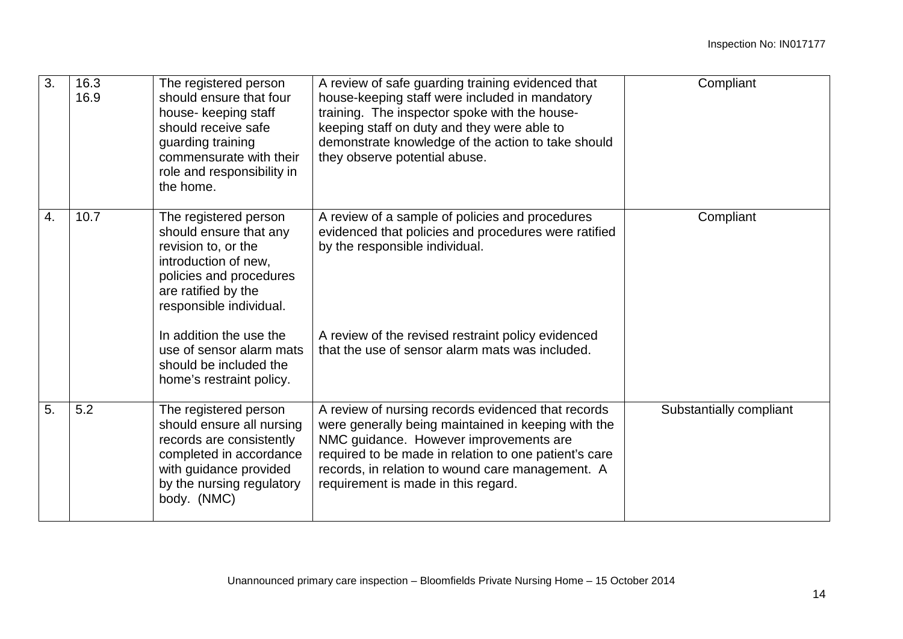| 3. | 16.3<br>16.9 | The registered person should ensure that four house- keeping staff should receive safe guarding training commensurate with their role and responsibility in the home. | A review of safe guarding training evidenced that house-keeping staff were included in mandatory training. The inspector spoke with the house-keeping staff on duty and they were able to demonstrate knowledge of the action to take should they observe potential abuse. | Compliant |
|---|---|---|---|---|
| 4. | 10.7 | The registered person should ensure that any revision to, or the introduction of new, policies and procedures are ratified by the responsible individual.<br><br>In addition the use the use of sensor alarm mats should be included the home's restraint policy. | A review of a sample of policies and procedures evidenced that policies and procedures were ratified by the responsible individual.<br><br>A review of the revised restraint policy evidenced that the use of sensor alarm mats was included. | Compliant |
| 5. | 5.2 | The registered person should ensure all nursing records are consistently completed in accordance with guidance provided by the nursing regulatory body. (NMC) | A review of nursing records evidenced that records were generally being maintained in keeping with the NMC guidance. However improvements are required to be made in relation to one patient's care records, in relation to wound care management. A requirement is made in this regard. | Substantially compliant |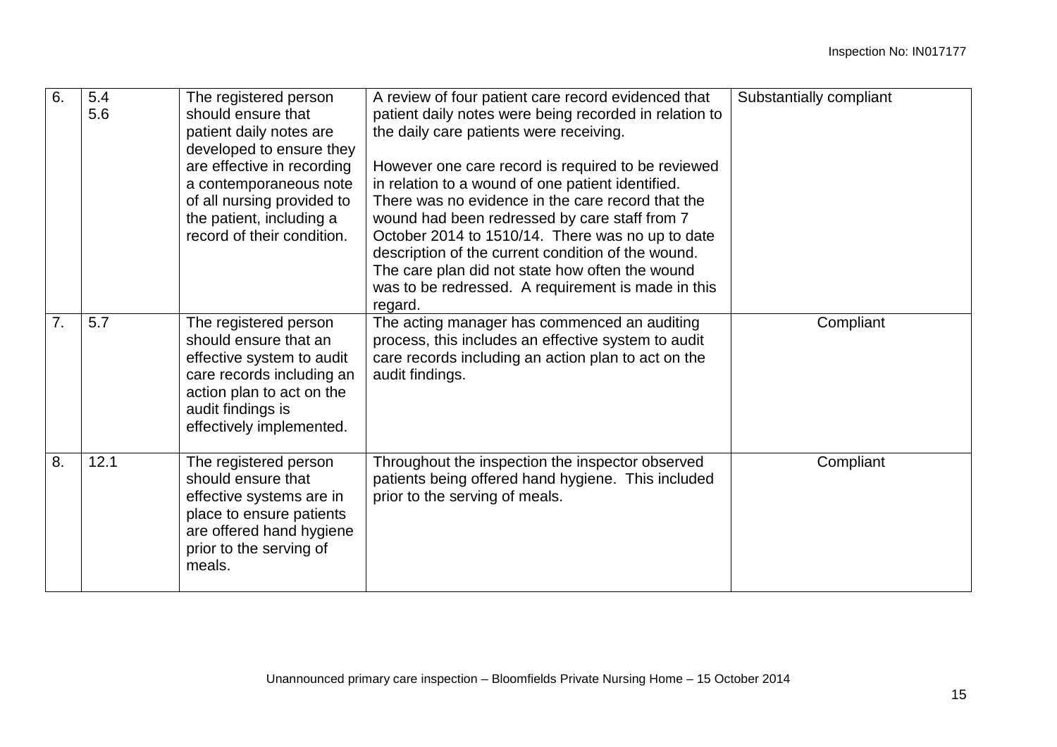| 6. | 5.4<br>5.6 | The registered person should ensure that patient daily notes are developed to ensure they are effective in recording a contemporaneous note of all nursing provided to the patient, including a record of their condition. | A review of four patient care record evidenced that patient daily notes were being recorded in relation to the daily care patients were receiving.<br><br>However one care record is required to be reviewed in relation to a wound of one patient identified. There was no evidence in the care record that the wound had been redressed by care staff from 7 October 2014 to 1510/14. There was no up to date description of the current condition of the wound. The care plan did not state how often the wound was to be redressed. A requirement is made in this regard. | Substantially compliant |
|---|---|---|---|---|
| 7. | 5.7 | The registered person should ensure that an effective system to audit care records including an action plan to act on the audit findings is effectively implemented. | The acting manager has commenced an auditing process, this includes an effective system to audit care records including an action plan to act on the audit findings. | Compliant |
| 8. | 12.1 | The registered person should ensure that effective systems are in place to ensure patients are offered hand hygiene prior to the serving of meals. | Throughout the inspection the inspector observed patients being offered hand hygiene. This included prior to the serving of meals. | Compliant |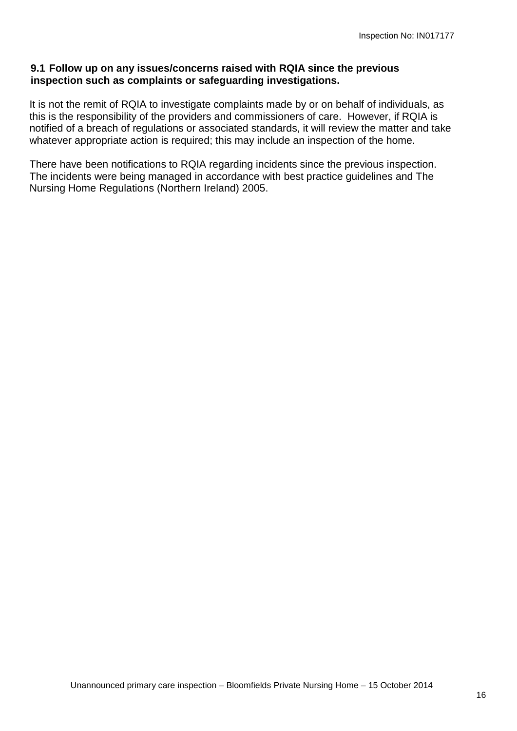### 9.1 Follow up on any issues/concerns raised with RQIA since the previous inspection such as complaints or safeguarding investigations.

It is not the remit of RQIA to investigate complaints made by or on behalf of individuals, as this is the responsibility of the providers and commissioners of care. However, if RQIA is notified of a breach of regulations or associated standards, it will review the matter and take whatever appropriate action is required; this may include an inspection of the home.

There have been notifications to RQIA regarding incidents since the previous inspection. The incidents were being managed in accordance with best practice guidelines and The Nursing Home Regulations (Northern Ireland) 2005.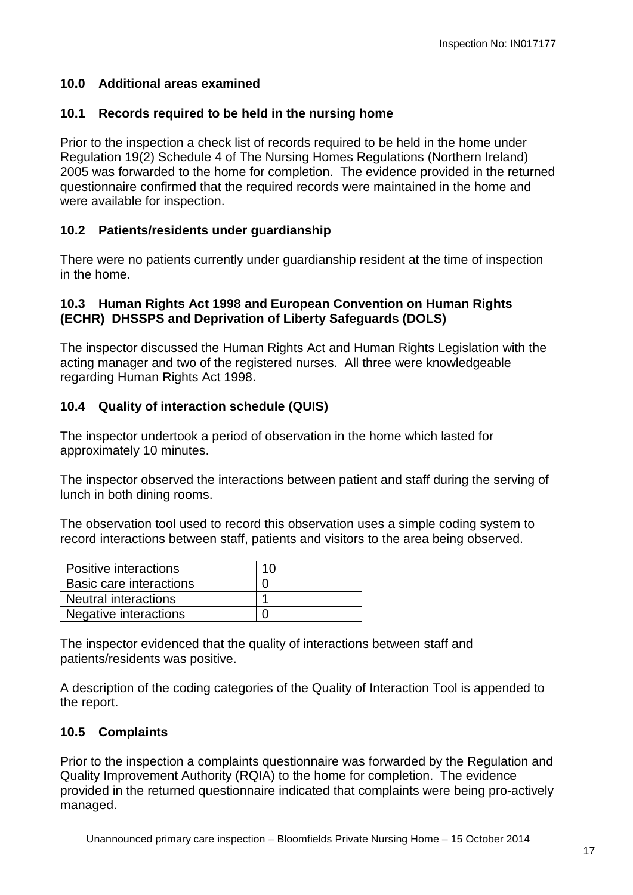## 10.0 Additional areas examined

### 10.1 Records required to be held in the nursing home

Prior to the inspection a check list of records required to be held in the home under Regulation 19(2) Schedule 4 of The Nursing Homes Regulations (Northern Ireland) 2005 was forwarded to the home for completion. The evidence provided in the returned questionnaire confirmed that the required records were maintained in the home and were available for inspection.

### 10.2 Patients/residents under guardianship

There were no patients currently under guardianship resident at the time of inspection in the home.

### 10.3 Human Rights Act 1998 and European Convention on Human Rights (ECHR) DHSSPS and Deprivation of Liberty Safeguards (DOLS)

The inspector discussed the Human Rights Act and Human Rights Legislation with the acting manager and two of the registered nurses. All three were knowledgeable regarding Human Rights Act 1998.

### 10.4 Quality of interaction schedule (QUIS)

The inspector undertook a period of observation in the home which lasted for approximately 10 minutes.

The inspector observed the interactions between patient and staff during the serving of lunch in both dining rooms.

The observation tool used to record this observation uses a simple coding system to record interactions between staff, patients and visitors to the area being observed.

| Positive interactions | 10 |
|---|---|
| Basic care interactions | 0 |
| Neutral interactions | 1 |
| Negative interactions | 0 |

The inspector evidenced that the quality of interactions between staff and patients/residents was positive.

A description of the coding categories of the Quality of Interaction Tool is appended to the report.

### 10.5 Complaints

Prior to the inspection a complaints questionnaire was forwarded by the Regulation and Quality Improvement Authority (RQIA) to the home for completion. The evidence provided in the returned questionnaire indicated that complaints were being pro-actively managed.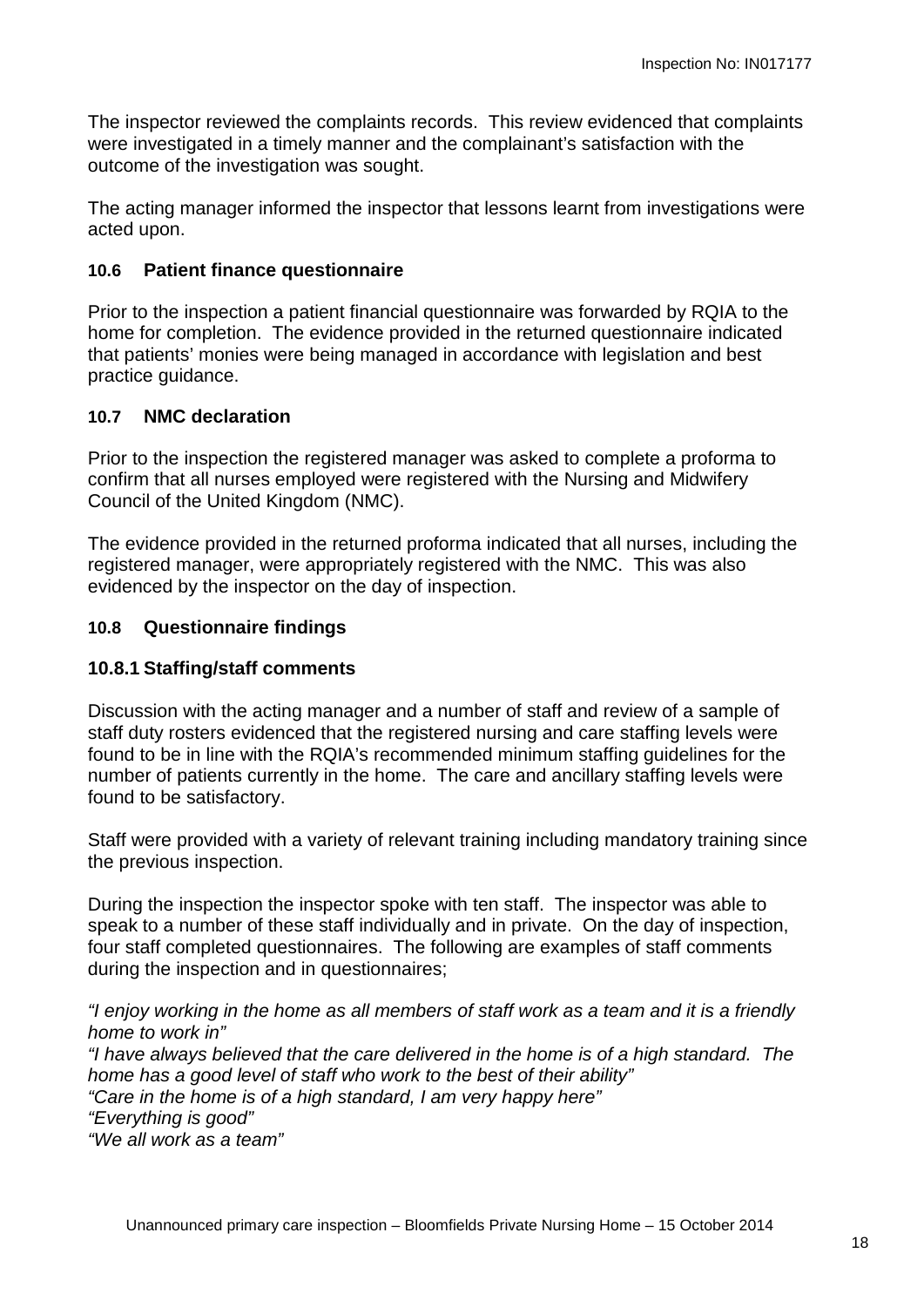The inspector reviewed the complaints records. This review evidenced that complaints were investigated in a timely manner and the complainant's satisfaction with the outcome of the investigation was sought.

The acting manager informed the inspector that lessons learnt from investigations were acted upon.

### 10.6 Patient finance questionnaire

Prior to the inspection a patient financial questionnaire was forwarded by RQIA to the home for completion. The evidence provided in the returned questionnaire indicated that patients' monies were being managed in accordance with legislation and best practice guidance.

### 10.7 NMC declaration

Prior to the inspection the registered manager was asked to complete a proforma to confirm that all nurses employed were registered with the Nursing and Midwifery Council of the United Kingdom (NMC).

The evidence provided in the returned proforma indicated that all nurses, including the registered manager, were appropriately registered with the NMC. This was also evidenced by the inspector on the day of inspection.

### 10.8 Questionnaire findings

#### 10.8.1 Staffing/staff comments

Discussion with the acting manager and a number of staff and review of a sample of staff duty rosters evidenced that the registered nursing and care staffing levels were found to be in line with the RQIA's recommended minimum staffing guidelines for the number of patients currently in the home. The care and ancillary staffing levels were found to be satisfactory.

Staff were provided with a variety of relevant training including mandatory training since the previous inspection.

During the inspection the inspector spoke with ten staff. The inspector was able to speak to a number of these staff individually and in private. On the day of inspection, four staff completed questionnaires. The following are examples of staff comments during the inspection and in questionnaires;

*"I enjoy working in the home as all members of staff work as a team and it is a friendly home to work in"*
*"I have always believed that the care delivered in the home is of a high standard. The home has a good level of staff who work to the best of their ability"*
*"Care in the home is of a high standard, I am very happy here"*
*"Everything is good"*
*"We all work as a team"*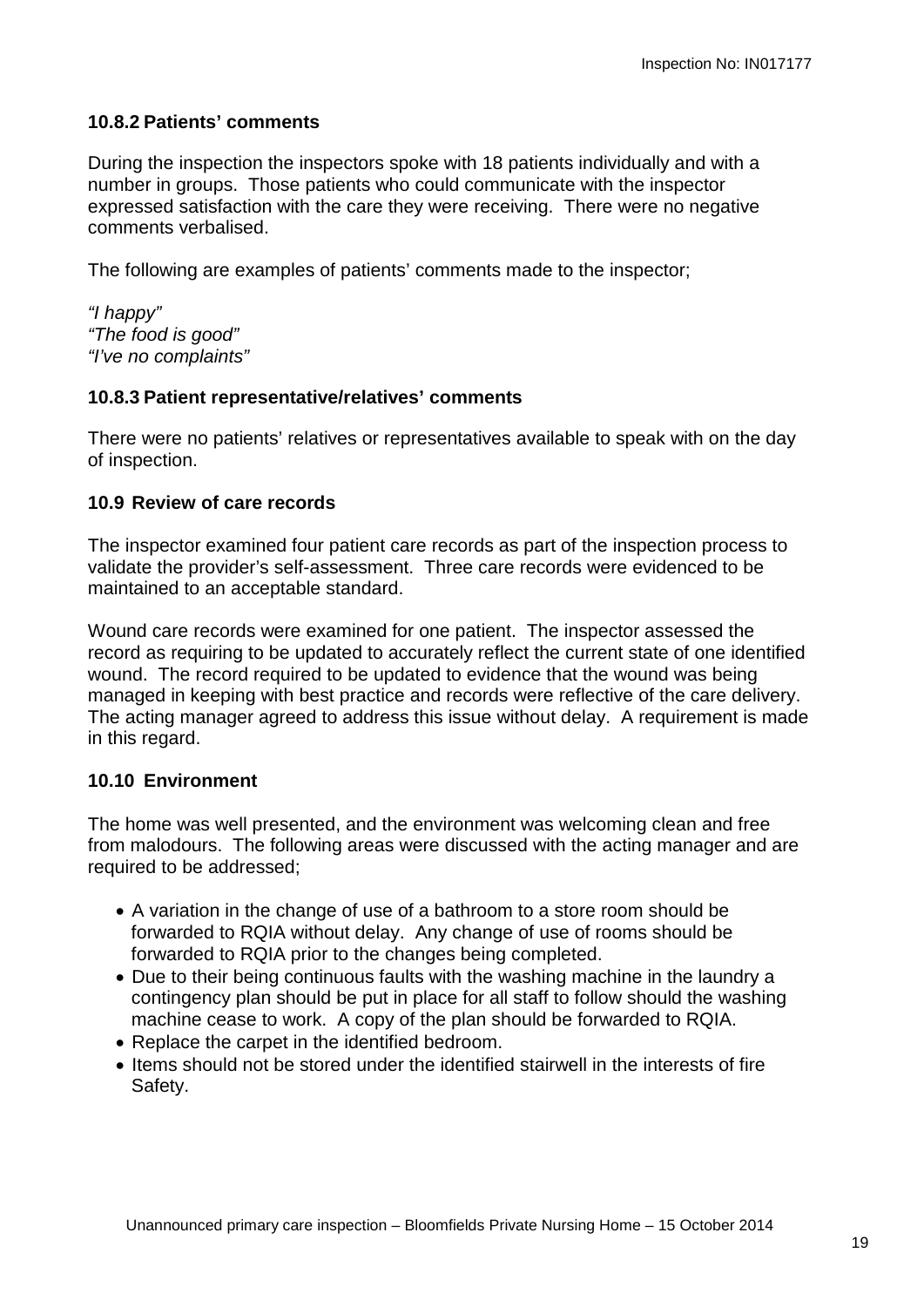### 10.8.2 Patients' comments

During the inspection the inspectors spoke with 18 patients individually and with a number in groups. Those patients who could communicate with the inspector expressed satisfaction with the care they were receiving. There were no negative comments verbalised.

The following are examples of patients' comments made to the inspector;

*"I happy"*
*"The food is good"*
*"I've no complaints"*

### 10.8.3 Patient representative/relatives' comments

There were no patients' relatives or representatives available to speak with on the day of inspection.

### 10.9 Review of care records

The inspector examined four patient care records as part of the inspection process to validate the provider's self-assessment. Three care records were evidenced to be maintained to an acceptable standard.

Wound care records were examined for one patient. The inspector assessed the record as requiring to be updated to accurately reflect the current state of one identified wound. The record required to be updated to evidence that the wound was being managed in keeping with best practice and records were reflective of the care delivery. The acting manager agreed to address this issue without delay. A requirement is made in this regard.

### 10.10 Environment

The home was well presented, and the environment was welcoming clean and free from malodours. The following areas were discussed with the acting manager and are required to be addressed;

- A variation in the change of use of a bathroom to a store room should be forwarded to RQIA without delay. Any change of use of rooms should be forwarded to RQIA prior to the changes being completed.
- Due to their being continuous faults with the washing machine in the laundry a contingency plan should be put in place for all staff to follow should the washing machine cease to work. A copy of the plan should be forwarded to RQIA.
- Replace the carpet in the identified bedroom.
- Items should not be stored under the identified stairwell in the interests of fire Safety.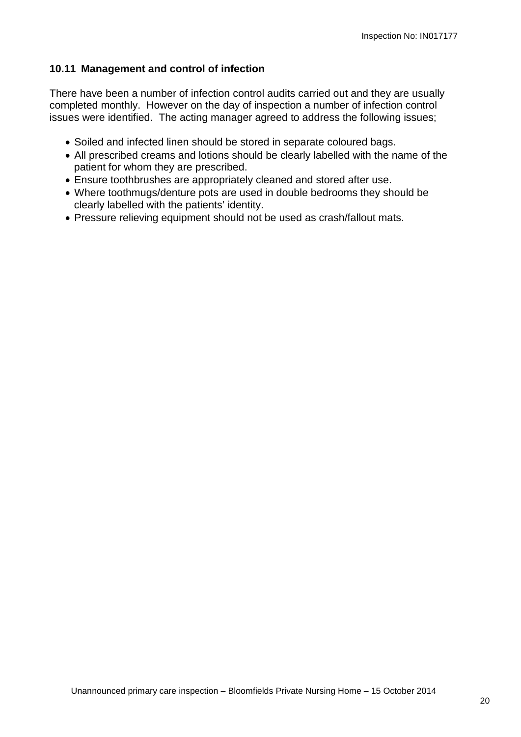### 10.11 Management and control of infection

There have been a number of infection control audits carried out and they are usually completed monthly. However on the day of inspection a number of infection control issues were identified. The acting manager agreed to address the following issues;

- Soiled and infected linen should be stored in separate coloured bags.
- All prescribed creams and lotions should be clearly labelled with the name of the patient for whom they are prescribed.
- Ensure toothbrushes are appropriately cleaned and stored after use.
- Where toothmugs/denture pots are used in double bedrooms they should be clearly labelled with the patients' identity.
- Pressure relieving equipment should not be used as crash/fallout mats.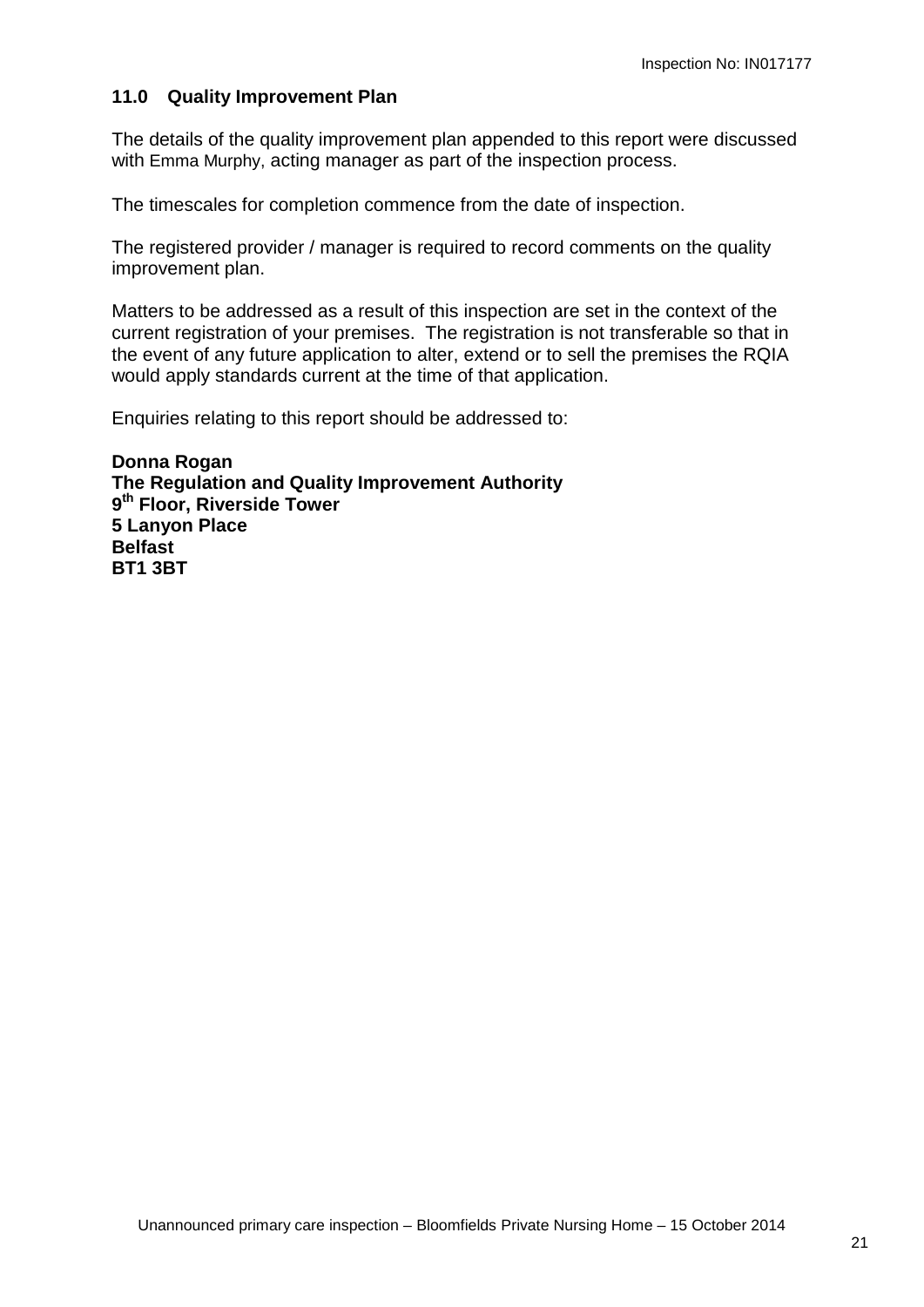## 11.0 Quality Improvement Plan

The details of the quality improvement plan appended to this report were discussed with Emma Murphy, acting manager as part of the inspection process.

The timescales for completion commence from the date of inspection.

The registered provider / manager is required to record comments on the quality improvement plan.

Matters to be addressed as a result of this inspection are set in the context of the current registration of your premises. The registration is not transferable so that in the event of any future application to alter, extend or to sell the premises the RQIA would apply standards current at the time of that application.

Enquiries relating to this report should be addressed to:

**Donna Rogan**
**The Regulation and Quality Improvement Authority**
**9th Floor, Riverside Tower**
**5 Lanyon Place**
**Belfast**
**BT1 3BT**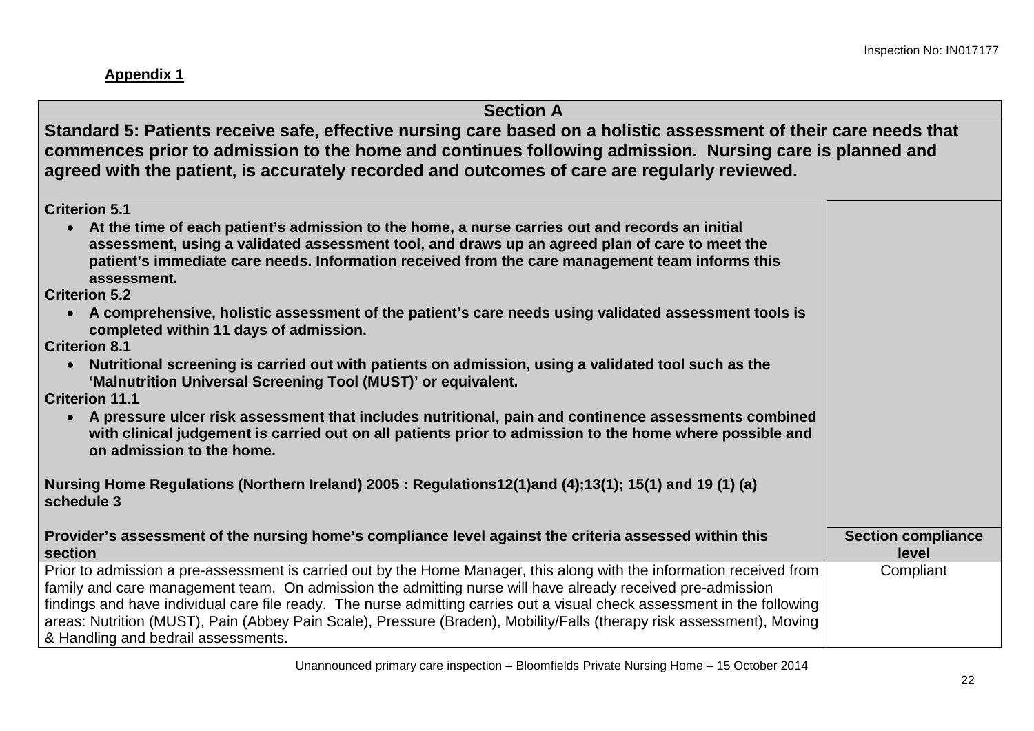**Appendix 1**

| Section A | |
|---|---|
| **Standard 5: Patients receive safe, effective nursing care based on a holistic assessment of their care needs that commences prior to admission to the home and continues following admission. Nursing care is planned and agreed with the patient, is accurately recorded and outcomes of care are regularly reviewed.** | |
| **Criterion 5.1**<br>• **At the time of each patient's admission to the home, a nurse carries out and records an initial assessment, using a validated assessment tool, and draws up an agreed plan of care to meet the patient's immediate care needs. Information received from the care management team informs this assessment.**<br>**Criterion 5.2**<br>• **A comprehensive, holistic assessment of the patient's care needs using validated assessment tools is completed within 11 days of admission.**<br>**Criterion 8.1**<br>• **Nutritional screening is carried out with patients on admission, using a validated tool such as the 'Malnutrition Universal Screening Tool (MUST)' or equivalent.**<br>**Criterion 11.1**<br>• **A pressure ulcer risk assessment that includes nutritional, pain and continence assessments combined with clinical judgement is carried out on all patients prior to admission to the home where possible and on admission to the home.**<br><br>**Nursing Home Regulations (Northern Ireland) 2005 : Regulations12(1)and (4);13(1); 15(1) and 19 (1) (a) schedule 3** | |
| **Provider's assessment of the nursing home's compliance level against the criteria assessed within this section** | **Section compliance level** |
| Prior to admission a pre-assessment is carried out by the Home Manager, this along with the information received from family and care management team. On admission the admitting nurse will have already received pre-admission findings and have individual care file ready. The nurse admitting carries out a visual check assessment in the following areas: Nutrition (MUST), Pain (Abbey Pain Scale), Pressure (Braden), Mobility/Falls (therapy risk assessment), Moving & Handling and bedrail assessments. | Compliant |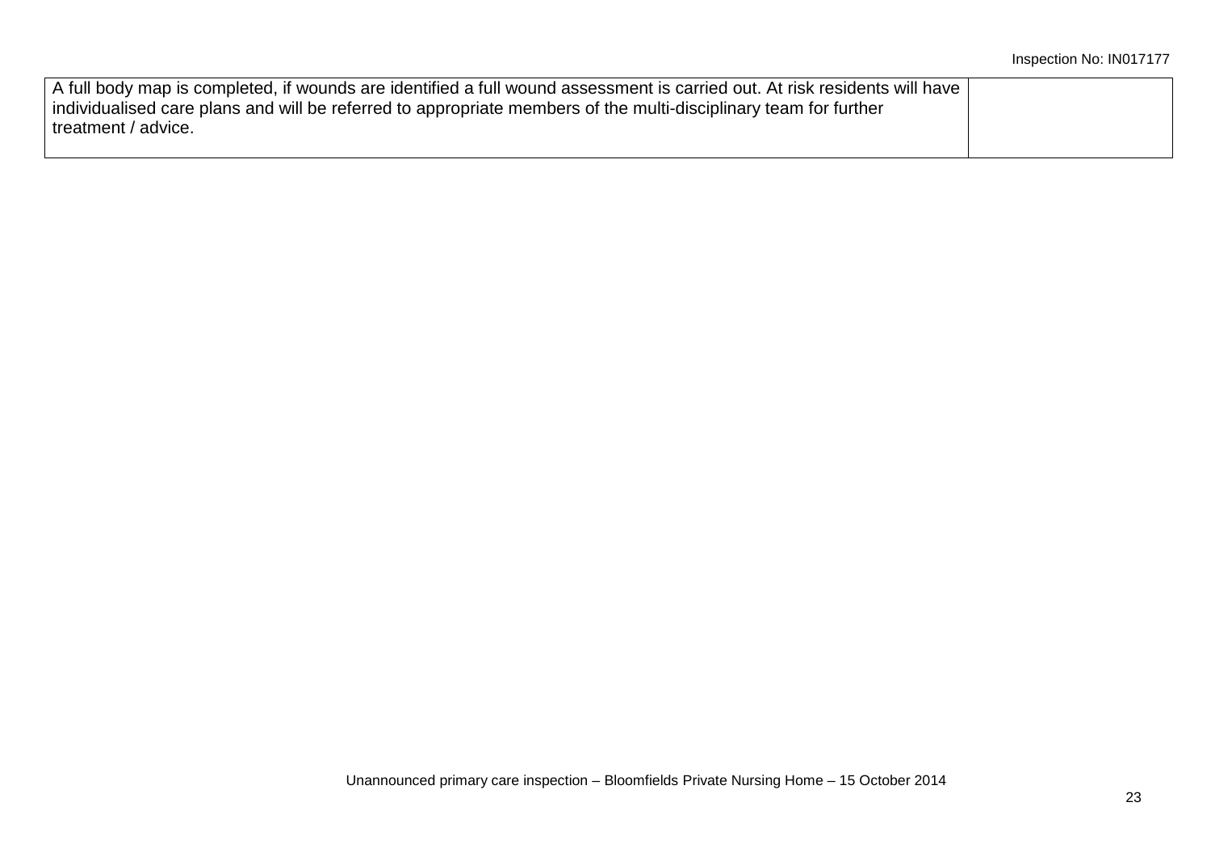| | |
|---|---|
| A full body map is completed, if wounds are identified a full wound assessment is carried out. At risk residents will have individualised care plans and will be referred to appropriate members of the multi-disciplinary team for further treatment / advice. | |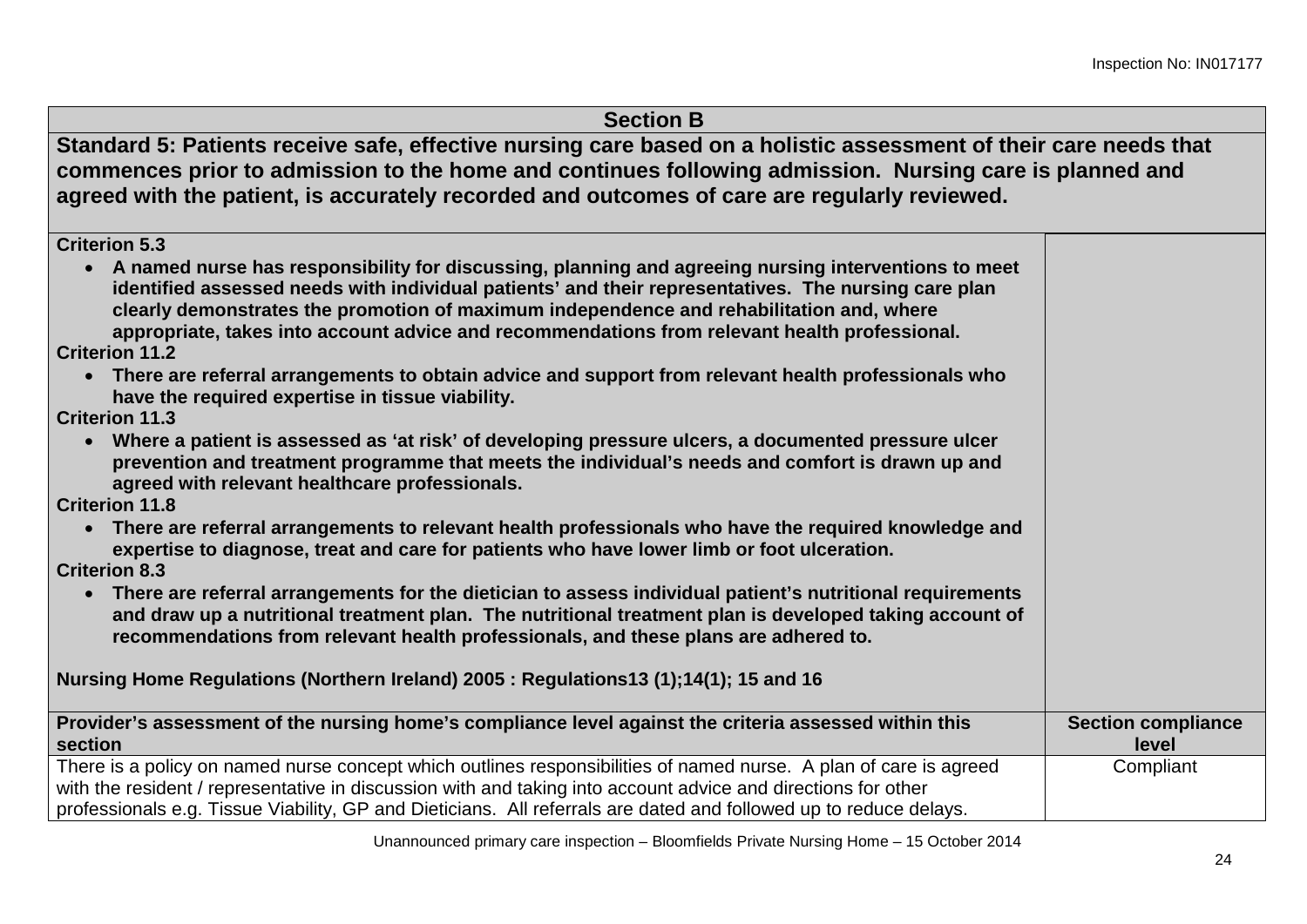| Section B | |
|---|---|
| **Standard 5: Patients receive safe, effective nursing care based on a holistic assessment of their care needs that commences prior to admission to the home and continues following admission. Nursing care is planned and agreed with the patient, is accurately recorded and outcomes of care are regularly reviewed.** | |
| **Criterion 5.3**<br>• **A named nurse has responsibility for discussing, planning and agreeing nursing interventions to meet identified assessed needs with individual patients' and their representatives. The nursing care plan clearly demonstrates the promotion of maximum independence and rehabilitation and, where appropriate, takes into account advice and recommendations from relevant health professional.**<br>**Criterion 11.2**<br>• **There are referral arrangements to obtain advice and support from relevant health professionals who have the required expertise in tissue viability.**<br>**Criterion 11.3**<br>• **Where a patient is assessed as 'at risk' of developing pressure ulcers, a documented pressure ulcer prevention and treatment programme that meets the individual's needs and comfort is drawn up and agreed with relevant healthcare professionals.**<br>**Criterion 11.8**<br>• **There are referral arrangements to relevant health professionals who have the required knowledge and expertise to diagnose, treat and care for patients who have lower limb or foot ulceration.**<br>**Criterion 8.3**<br>• **There are referral arrangements for the dietician to assess individual patient's nutritional requirements and draw up a nutritional treatment plan. The nutritional treatment plan is developed taking account of recommendations from relevant health professionals, and these plans are adhered to.**<br><br>**Nursing Home Regulations (Northern Ireland) 2005 : Regulations13 (1);14(1); 15 and 16** | |
| **Provider's assessment of the nursing home's compliance level against the criteria assessed within this section** | **Section compliance level** |
| There is a policy on named nurse concept which outlines responsibilities of named nurse. A plan of care is agreed with the resident / representative in discussion with and taking into account advice and directions for other professionals e.g. Tissue Viability, GP and Dieticians. All referrals are dated and followed up to reduce delays. | Compliant |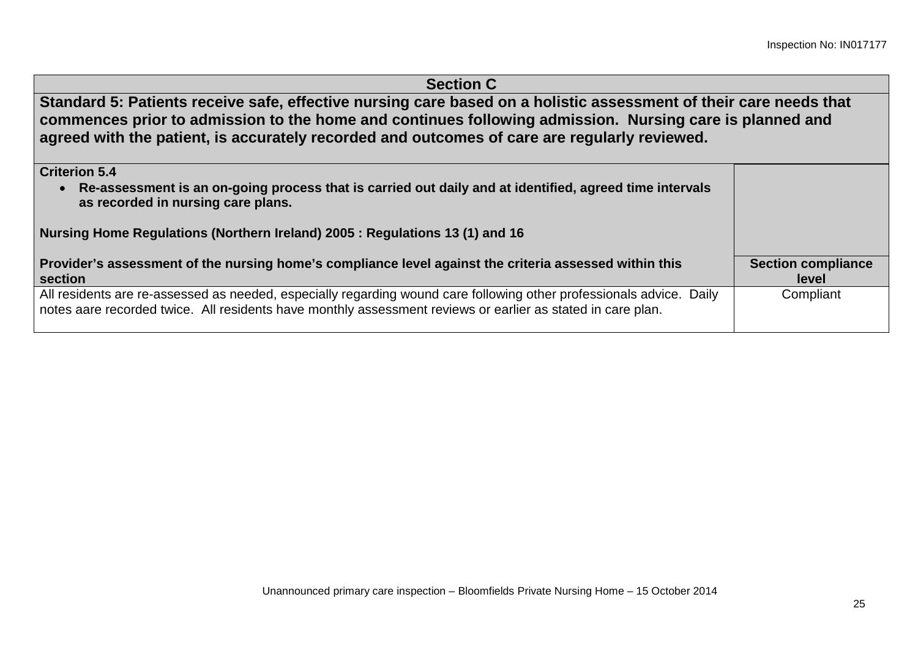| **Section C** | |
|---|---|
| **Standard 5: Patients receive safe, effective nursing care based on a holistic assessment of their care needs that commences prior to admission to the home and continues following admission. Nursing care is planned and agreed with the patient, is accurately recorded and outcomes of care are regularly reviewed.** | |
| **Criterion 5.4**<br>• **Re-assessment is an on-going process that is carried out daily and at identified, agreed time intervals as recorded in nursing care plans.**<br><br>**Nursing Home Regulations (Northern Ireland) 2005 : Regulations 13 (1) and 16** | |
| **Provider's assessment of the nursing home's compliance level against the criteria assessed within this section** | **Section compliance level** |
| All residents are re-assessed as needed, especially regarding wound care following other professionals advice. Daily notes aare recorded twice. All residents have monthly assessment reviews or earlier as stated in care plan. | Compliant |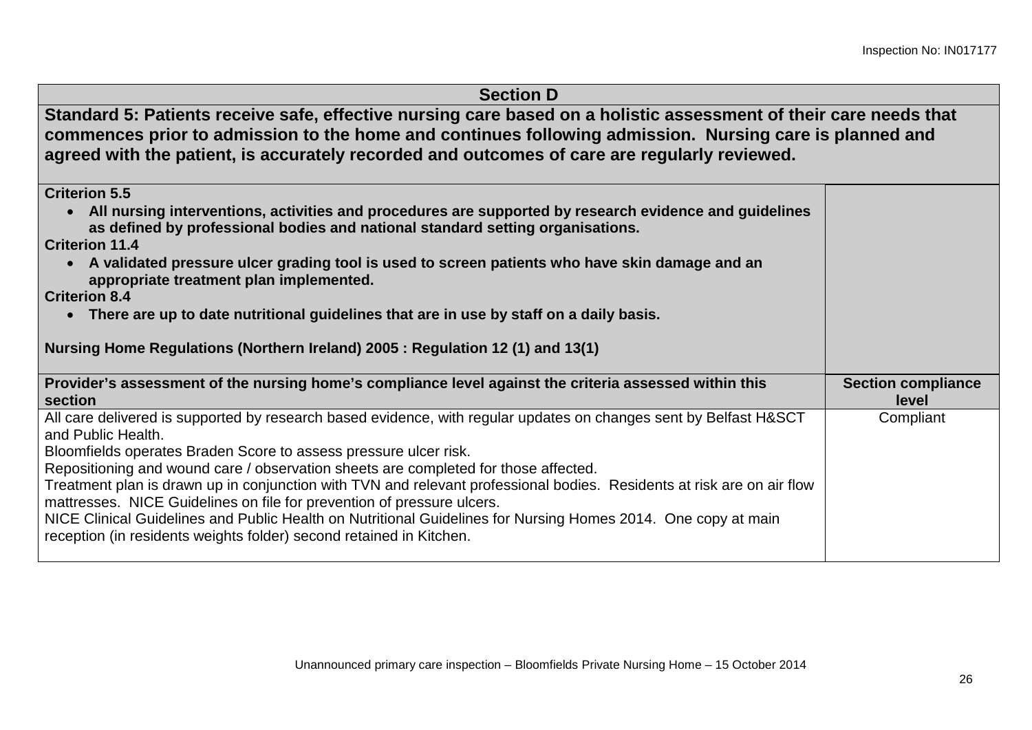| **Section D** | |
|---|---|
| **Standard 5: Patients receive safe, effective nursing care based on a holistic assessment of their care needs that commences prior to admission to the home and continues following admission. Nursing care is planned and agreed with the patient, is accurately recorded and outcomes of care are regularly reviewed.** | |
| **Criterion 5.5**<br>• **All nursing interventions, activities and procedures are supported by research evidence and guidelines as defined by professional bodies and national standard setting organisations.**<br>**Criterion 11.4**<br>• **A validated pressure ulcer grading tool is used to screen patients who have skin damage and an appropriate treatment plan implemented.**<br>**Criterion 8.4**<br>• **There are up to date nutritional guidelines that are in use by staff on a daily basis.**<br><br>**Nursing Home Regulations (Northern Ireland) 2005 : Regulation 12 (1) and 13(1)** | |
| **Provider's assessment of the nursing home's compliance level against the criteria assessed within this section** | **Section compliance level** |
| All care delivered is supported by research based evidence, with regular updates on changes sent by Belfast H&SCT and Public Health.<br>Bloomfields operates Braden Score to assess pressure ulcer risk.<br>Repositioning and wound care / observation sheets are completed for those affected.<br>Treatment plan is drawn up in conjunction with TVN and relevant professional bodies. Residents at risk are on air flow mattresses. NICE Guidelines on file for prevention of pressure ulcers.<br>NICE Clinical Guidelines and Public Health on Nutritional Guidelines for Nursing Homes 2014. One copy at main reception (in residents weights folder) second retained in Kitchen. | Compliant |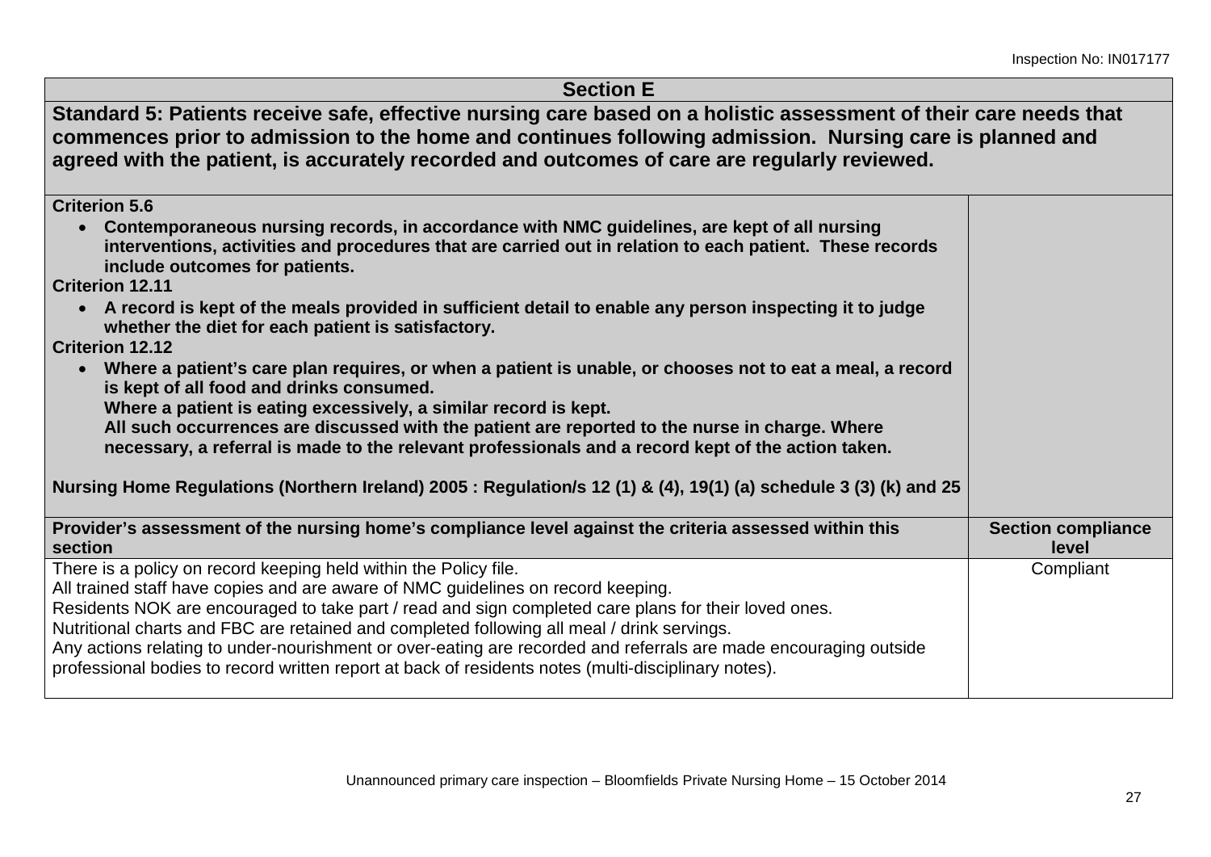| Section E | |
|---|---|
| **Standard 5: Patients receive safe, effective nursing care based on a holistic assessment of their care needs that commences prior to admission to the home and continues following admission. Nursing care is planned and agreed with the patient, is accurately recorded and outcomes of care are regularly reviewed.** | |
| **Criterion 5.6**<br>• **Contemporaneous nursing records, in accordance with NMC guidelines, are kept of all nursing interventions, activities and procedures that are carried out in relation to each patient. These records include outcomes for patients.**<br>**Criterion 12.11**<br>• **A record is kept of the meals provided in sufficient detail to enable any person inspecting it to judge whether the diet for each patient is satisfactory.**<br>**Criterion 12.12**<br>• **Where a patient's care plan requires, or when a patient is unable, or chooses not to eat a meal, a record is kept of all food and drinks consumed.**<br>**Where a patient is eating excessively, a similar record is kept.**<br>**All such occurrences are discussed with the patient are reported to the nurse in charge. Where necessary, a referral is made to the relevant professionals and a record kept of the action taken.**<br><br>**Nursing Home Regulations (Northern Ireland) 2005 : Regulation/s 12 (1) & (4), 19(1) (a) schedule 3 (3) (k) and 25** | |
| **Provider's assessment of the nursing home's compliance level against the criteria assessed within this section** | **Section compliance level** |
| There is a policy on record keeping held within the Policy file.<br>All trained staff have copies and are aware of NMC guidelines on record keeping.<br>Residents NOK are encouraged to take part / read and sign completed care plans for their loved ones.<br>Nutritional charts and FBC are retained and completed following all meal / drink servings.<br>Any actions relating to under-nourishment or over-eating are recorded and referrals are made encouraging outside professional bodies to record written report at back of residents notes (multi-disciplinary notes). | Compliant |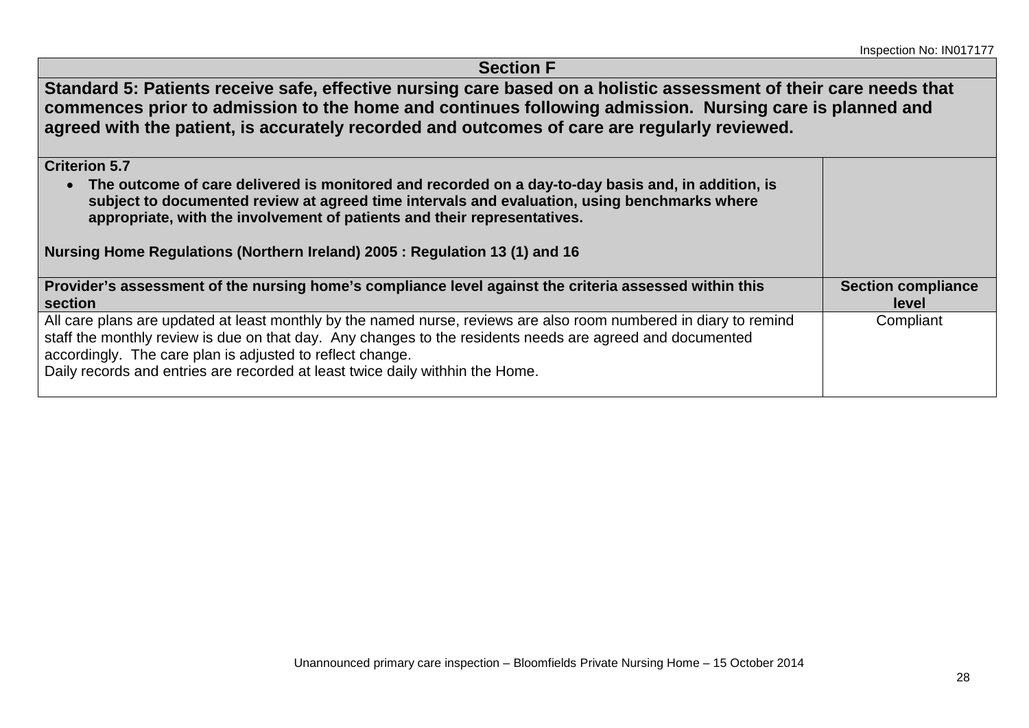| Section F | |
|---|---|
| **Standard 5: Patients receive safe, effective nursing care based on a holistic assessment of their care needs that commences prior to admission to the home and continues following admission. Nursing care is planned and agreed with the patient, is accurately recorded and outcomes of care are regularly reviewed.** | |
| **Criterion 5.7**<br>• **The outcome of care delivered is monitored and recorded on a day-to-day basis and, in addition, is subject to documented review at agreed time intervals and evaluation, using benchmarks where appropriate, with the involvement of patients and their representatives.**<br><br>**Nursing Home Regulations (Northern Ireland) 2005 : Regulation 13 (1) and 16** | |
| **Provider's assessment of the nursing home's compliance level against the criteria assessed within this section** | **Section compliance level** |
| All care plans are updated at least monthly by the named nurse, reviews are also room numbered in diary to remind staff the monthly review is due on that day. Any changes to the residents needs are agreed and documented accordingly. The care plan is adjusted to reflect change.<br>Daily records and entries are recorded at least twice daily withhin the Home. | Compliant |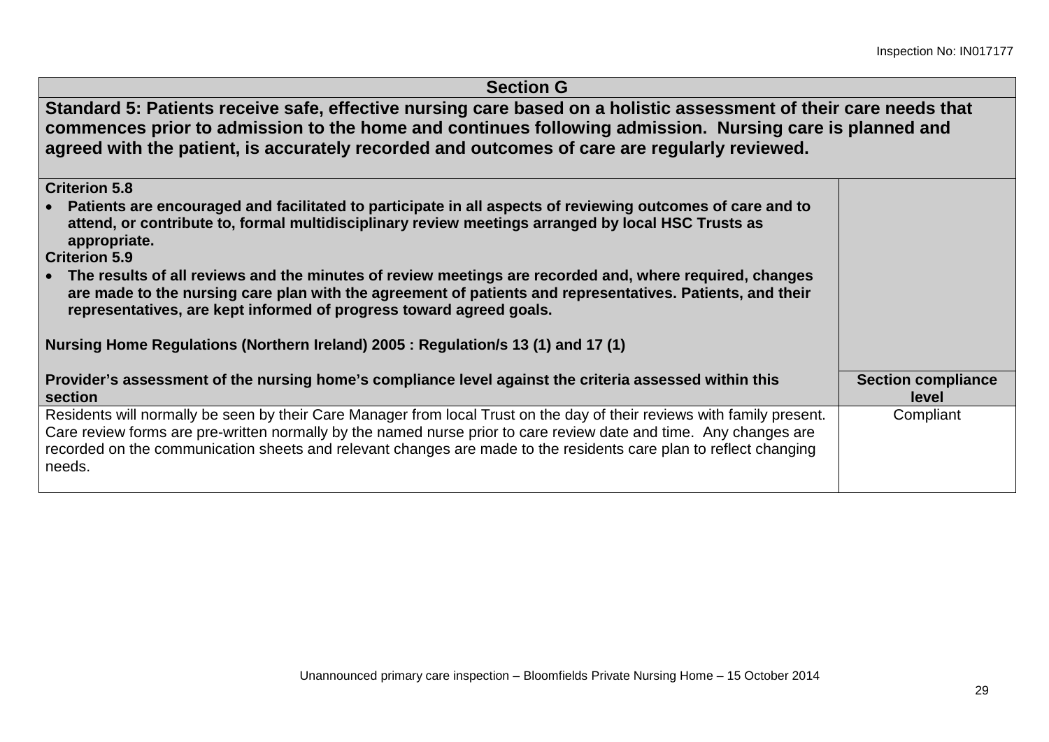| Section G | |
|---|---|
| **Standard 5: Patients receive safe, effective nursing care based on a holistic assessment of their care needs that commences prior to admission to the home and continues following admission. Nursing care is planned and agreed with the patient, is accurately recorded and outcomes of care are regularly reviewed.** | |
| **Criterion 5.8**<br>• **Patients are encouraged and facilitated to participate in all aspects of reviewing outcomes of care and to attend, or contribute to, formal multidisciplinary review meetings arranged by local HSC Trusts as appropriate.**<br>**Criterion 5.9**<br>• **The results of all reviews and the minutes of review meetings are recorded and, where required, changes are made to the nursing care plan with the agreement of patients and representatives. Patients, and their representatives, are kept informed of progress toward agreed goals.**<br><br>**Nursing Home Regulations (Northern Ireland) 2005 : Regulation/s 13 (1) and 17 (1)** | |
| **Provider's assessment of the nursing home's compliance level against the criteria assessed within this section** | **Section compliance level** |
| Residents will normally be seen by their Care Manager from local Trust on the day of their reviews with family present. Care review forms are pre-written normally by the named nurse prior to care review date and time. Any changes are recorded on the communication sheets and relevant changes are made to the residents care plan to reflect changing needs. | Compliant |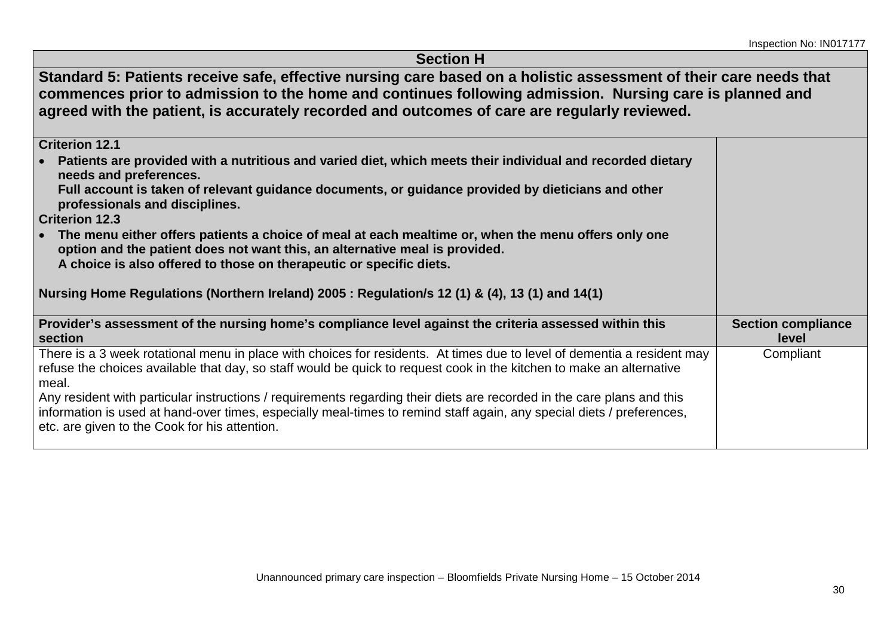| Section H | |
|---|---|
| **Standard 5: Patients receive safe, effective nursing care based on a holistic assessment of their care needs that commences prior to admission to the home and continues following admission. Nursing care is planned and agreed with the patient, is accurately recorded and outcomes of care are regularly reviewed.** | |
| **Criterion 12.1**<br>• **Patients are provided with a nutritious and varied diet, which meets their individual and recorded dietary needs and preferences.**<br>**Full account is taken of relevant guidance documents, or guidance provided by dieticians and other professionals and disciplines.**<br>**Criterion 12.3**<br>• **The menu either offers patients a choice of meal at each mealtime or, when the menu offers only one option and the patient does not want this, an alternative meal is provided.**<br>**A choice is also offered to those on therapeutic or specific diets.**<br><br>**Nursing Home Regulations (Northern Ireland) 2005 : Regulation/s 12 (1) & (4), 13 (1) and 14(1)** | |
| **Provider's assessment of the nursing home's compliance level against the criteria assessed within this section** | **Section compliance level** |
| There is a 3 week rotational menu in place with choices for residents. At times due to level of dementia a resident may refuse the choices available that day, so staff would be quick to request cook in the kitchen to make an alternative meal.<br>Any resident with particular instructions / requirements regarding their diets are recorded in the care plans and this information is used at hand-over times, especially meal-times to remind staff again, any special diets / preferences, etc. are given to the Cook for his attention. | Compliant |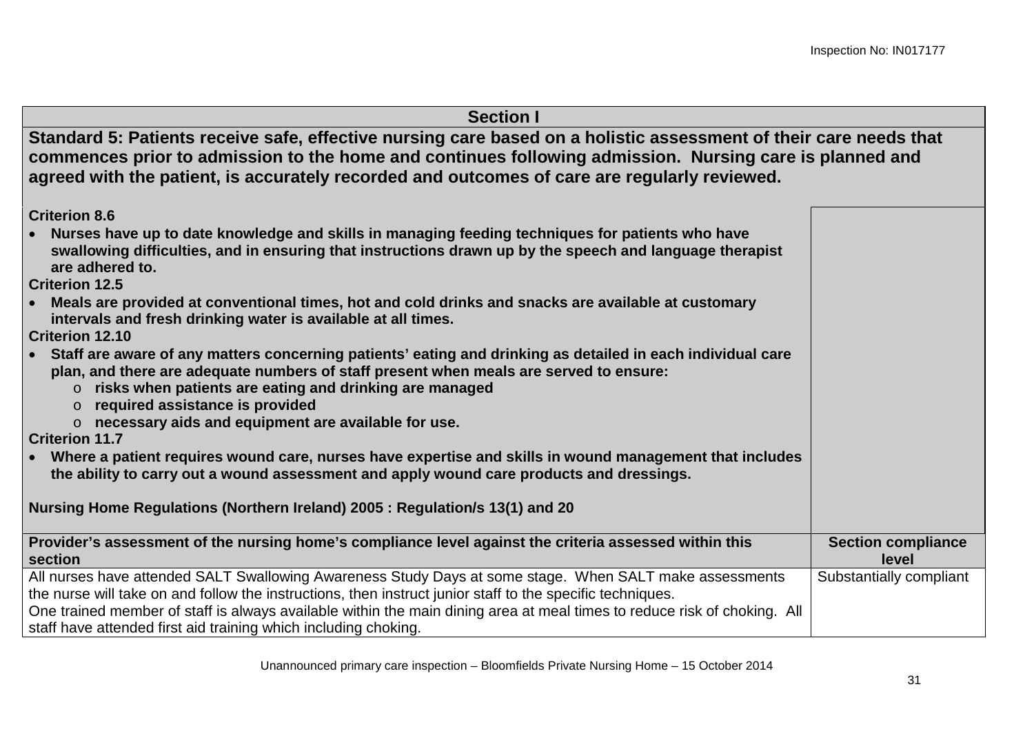| Section I | |
|---|---|
| **Standard 5: Patients receive safe, effective nursing care based on a holistic assessment of their care needs that commences prior to admission to the home and continues following admission. Nursing care is planned and agreed with the patient, is accurately recorded and outcomes of care are regularly reviewed.** | |
| **Criterion 8.6**<br>• **Nurses have up to date knowledge and skills in managing feeding techniques for patients who have swallowing difficulties, and in ensuring that instructions drawn up by the speech and language therapist are adhered to.**<br>**Criterion 12.5**<br>• **Meals are provided at conventional times, hot and cold drinks and snacks are available at customary intervals and fresh drinking water is available at all times.**<br>**Criterion 12.10**<br>• **Staff are aware of any matters concerning patients' eating and drinking as detailed in each individual care plan, and there are adequate numbers of staff present when meals are served to ensure:**<br>  o **risks when patients are eating and drinking are managed**<br>  o **required assistance is provided**<br>  o **necessary aids and equipment are available for use.**<br>**Criterion 11.7**<br>• **Where a patient requires wound care, nurses have expertise and skills in wound management that includes the ability to carry out a wound assessment and apply wound care products and dressings.**<br><br>**Nursing Home Regulations (Northern Ireland) 2005 : Regulation/s 13(1) and 20** | |
| **Provider's assessment of the nursing home's compliance level against the criteria assessed within this section** | **Section compliance level** |
| All nurses have attended SALT Swallowing Awareness Study Days at some stage. When SALT make assessments the nurse will take on and follow the instructions, then instruct junior staff to the specific techniques.<br>One trained member of staff is always available within the main dining area at meal times to reduce risk of choking. All staff have attended first aid training which including choking. | Substantially compliant |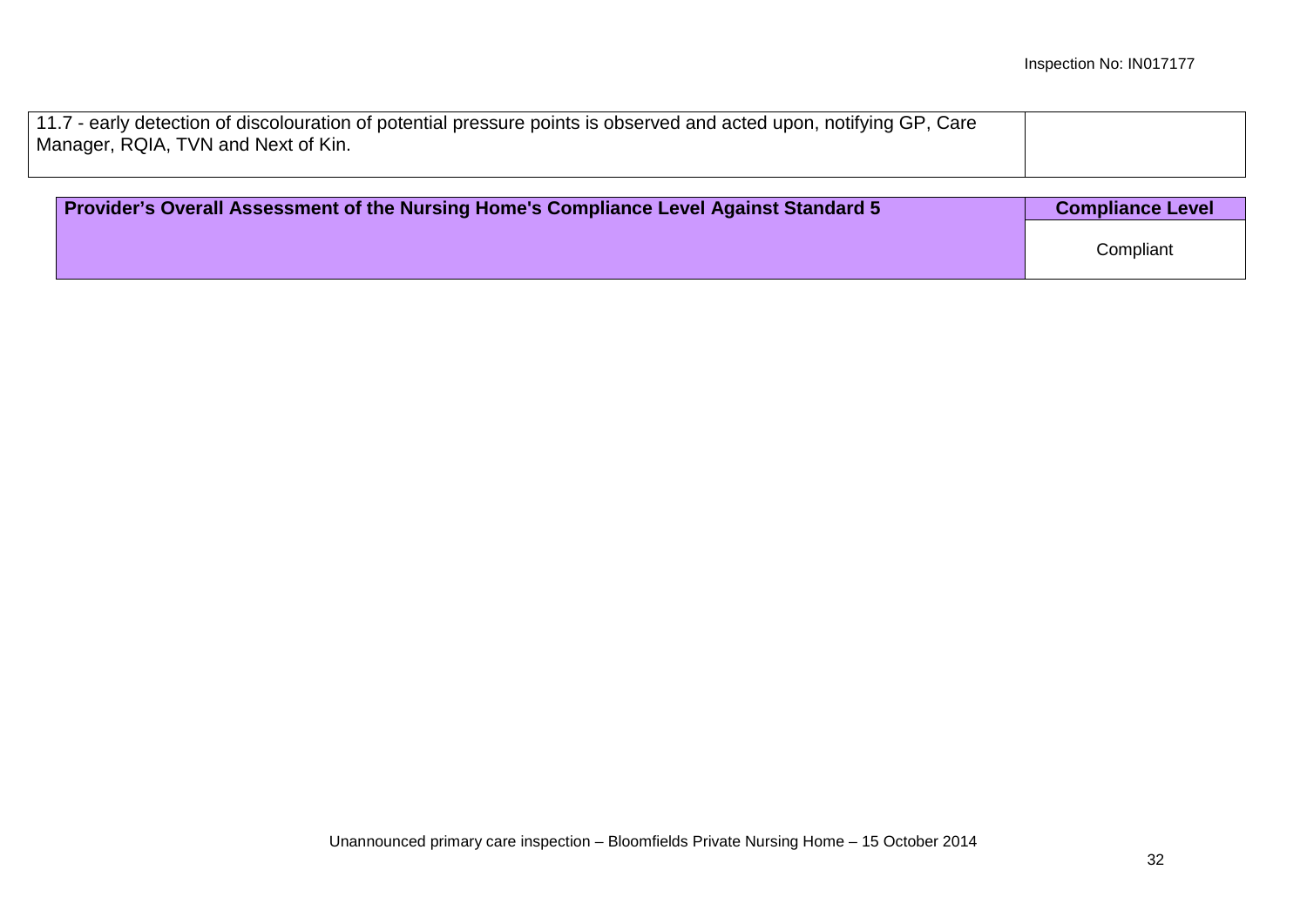| | |
|---|---|
| 11.7 - early detection of discolouration of potential pressure points is observed and acted upon, notifying GP, Care Manager, RQIA, TVN and Next of Kin. | |

| **Provider's Overall Assessment of the Nursing Home's Compliance Level Against Standard 5** | **Compliance Level** |
|---|---|
| | Compliant |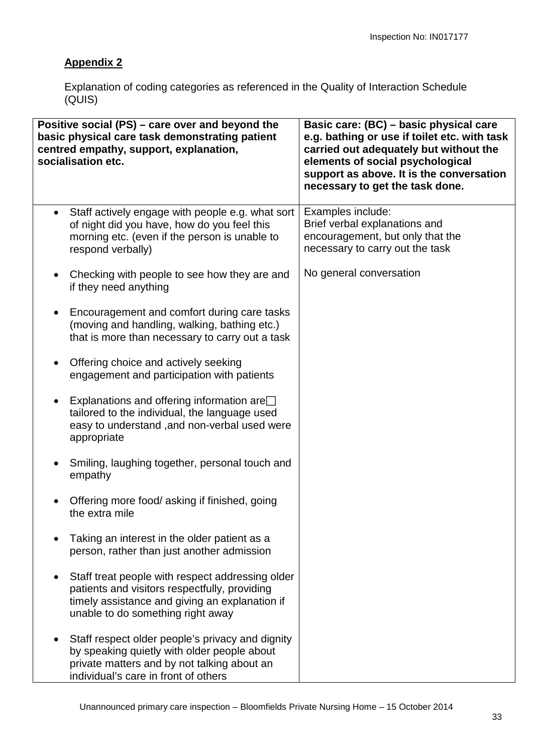**Appendix 2**

Explanation of coding categories as referenced in the Quality of Interaction Schedule (QUIS)

| **Positive social (PS) – care over and beyond the basic physical care task demonstrating patient centred empathy, support, explanation, socialisation etc.** | **Basic care: (BC) – basic physical care e.g. bathing or use if toilet etc. with task carried out adequately but without the elements of social psychological support as above. It is the conversation necessary to get the task done.** |
|---|---|
| • Staff actively engage with people e.g. what sort of night did you have, how do you feel this morning etc. (even if the person is unable to respond verbally)<br><br>• Checking with people to see how they are and if they need anything<br><br>• Encouragement and comfort during care tasks (moving and handling, walking, bathing etc.) that is more than necessary to carry out a task<br><br>• Offering choice and actively seeking engagement and participation with patients<br><br>• Explanations and offering information are tailored to the individual, the language used easy to understand ,and non-verbal used were appropriate<br><br>• Smiling, laughing together, personal touch and empathy<br><br>• Offering more food/ asking if finished, going the extra mile<br><br>• Taking an interest in the older patient as a person, rather than just another admission<br><br>• Staff treat people with respect addressing older patients and visitors respectfully, providing timely assistance and giving an explanation if unable to do something right away<br><br>• Staff respect older people's privacy and dignity by speaking quietly with older people about private matters and by not talking about an individual's care in front of others | Examples include:<br>Brief verbal explanations and encouragement, but only that the necessary to carry out the task<br><br>No general conversation |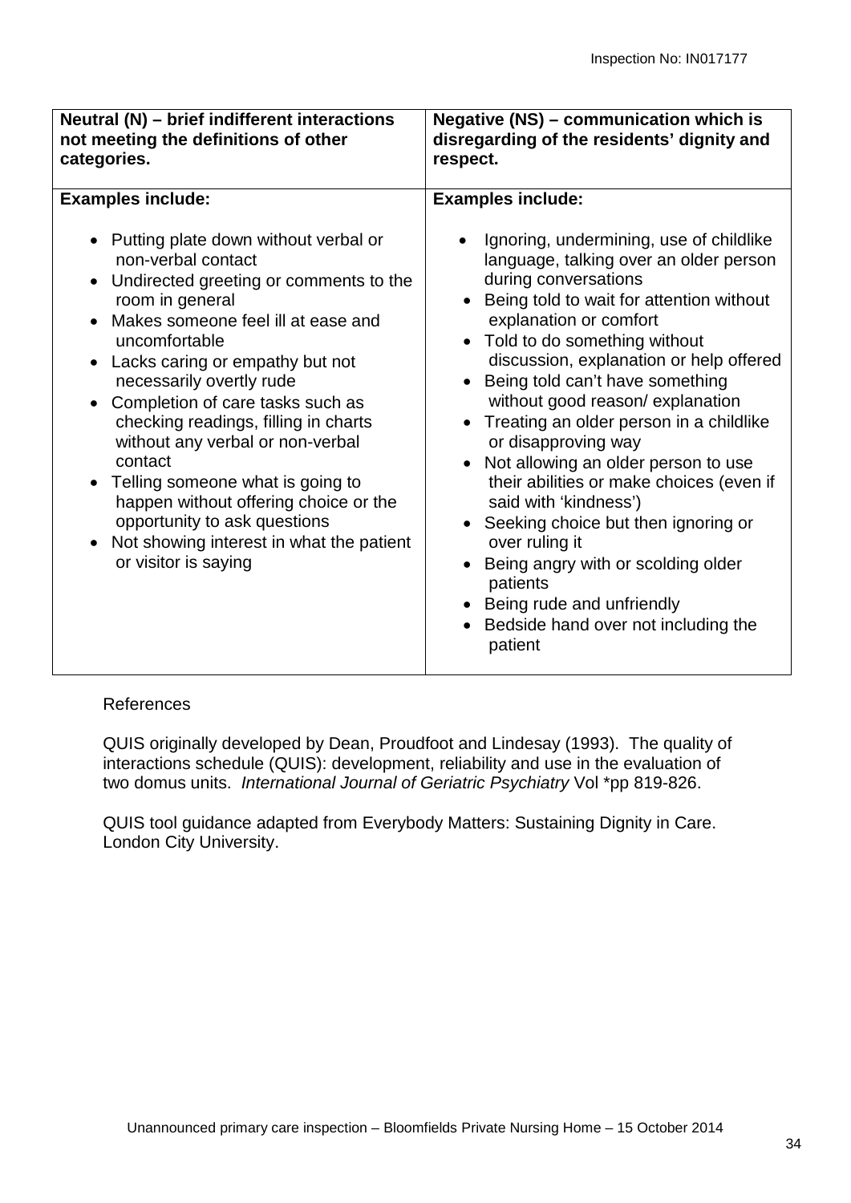| Neutral (N) – brief indifferent interactions not meeting the definitions of other categories. | Negative (NS) – communication which is disregarding of the residents' dignity and respect. |
|---|---|
| **Examples include:**<br><br>• Putting plate down without verbal or non-verbal contact<br>• Undirected greeting or comments to the room in general<br>• Makes someone feel ill at ease and uncomfortable<br>• Lacks caring or empathy but not necessarily overtly rude<br>• Completion of care tasks such as checking readings, filling in charts without any verbal or non-verbal contact<br>• Telling someone what is going to happen without offering choice or the opportunity to ask questions<br>• Not showing interest in what the patient or visitor is saying | **Examples include:**<br><br>• Ignoring, undermining, use of childlike language, talking over an older person during conversations<br>• Being told to wait for attention without explanation or comfort<br>• Told to do something without discussion, explanation or help offered<br>• Being told can't have something without good reason/ explanation<br>• Treating an older person in a childlike or disapproving way<br>• Not allowing an older person to use their abilities or make choices (even if said with 'kindness')<br>• Seeking choice but then ignoring or over ruling it<br>• Being angry with or scolding older patients<br>• Being rude and unfriendly<br>• Bedside hand over not including the patient |

References

QUIS originally developed by Dean, Proudfoot and Lindesay (1993). The quality of interactions schedule (QUIS): development, reliability and use in the evaluation of two domus units. *International Journal of Geriatric Psychiatry* Vol *pp 819-826.

QUIS tool guidance adapted from Everybody Matters: Sustaining Dignity in Care. London City University.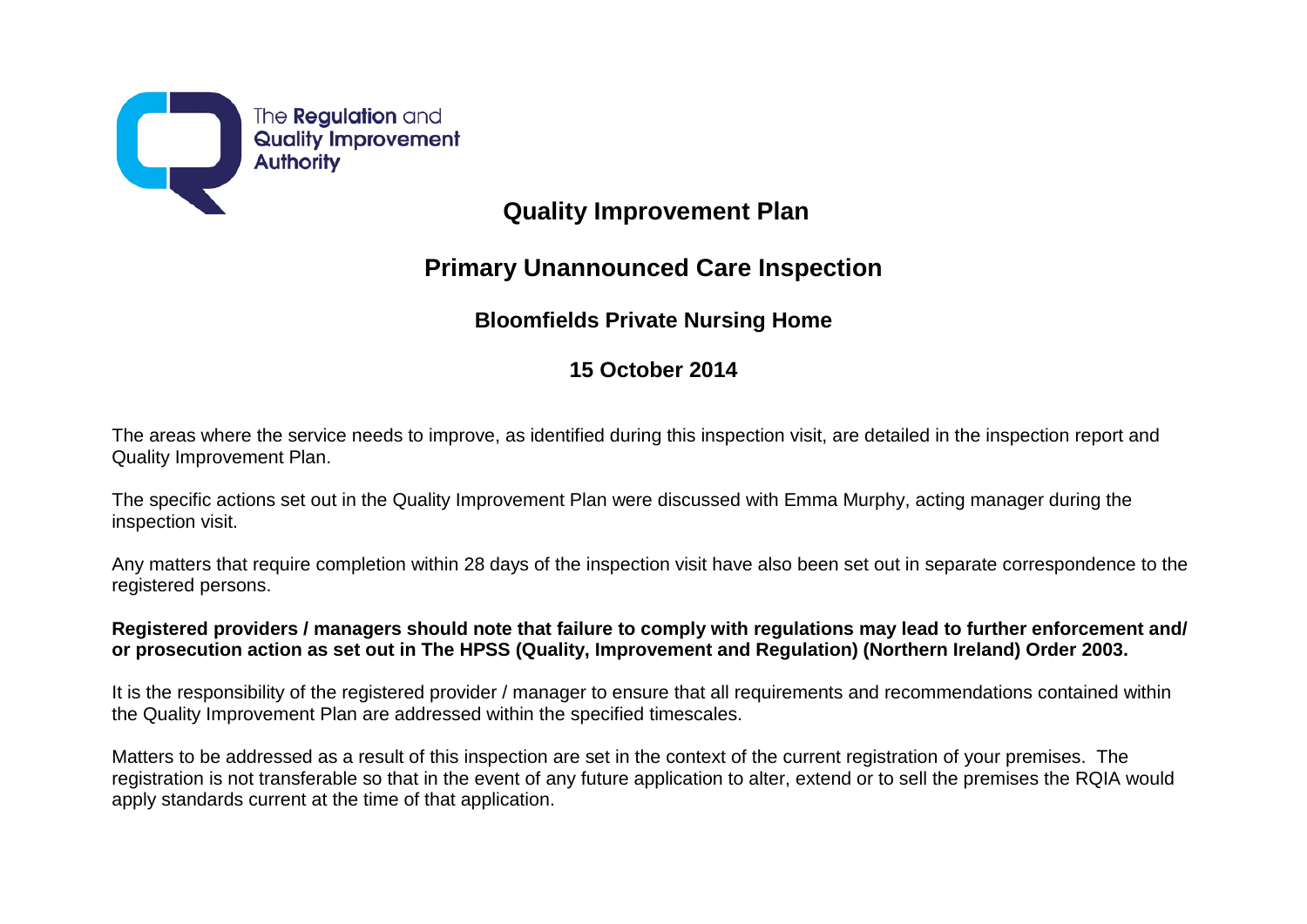The **Regulation** and **Quality Improvement Authority**

# Quality Improvement Plan

## Primary Unannounced Care Inspection

### Bloomfields Private Nursing Home

### 15 October 2014

The areas where the service needs to improve, as identified during this inspection visit, are detailed in the inspection report and Quality Improvement Plan.

The specific actions set out in the Quality Improvement Plan were discussed with Emma Murphy, acting manager during the inspection visit.

Any matters that require completion within 28 days of the inspection visit have also been set out in separate correspondence to the registered persons.

**Registered providers / managers should note that failure to comply with regulations may lead to further enforcement and/ or prosecution action as set out in The HPSS (Quality, Improvement and Regulation) (Northern Ireland) Order 2003.**

It is the responsibility of the registered provider / manager to ensure that all requirements and recommendations contained within the Quality Improvement Plan are addressed within the specified timescales.

Matters to be addressed as a result of this inspection are set in the context of the current registration of your premises. The registration is not transferable so that in the event of any future application to alter, extend or to sell the premises the RQIA would apply standards current at the time of that application.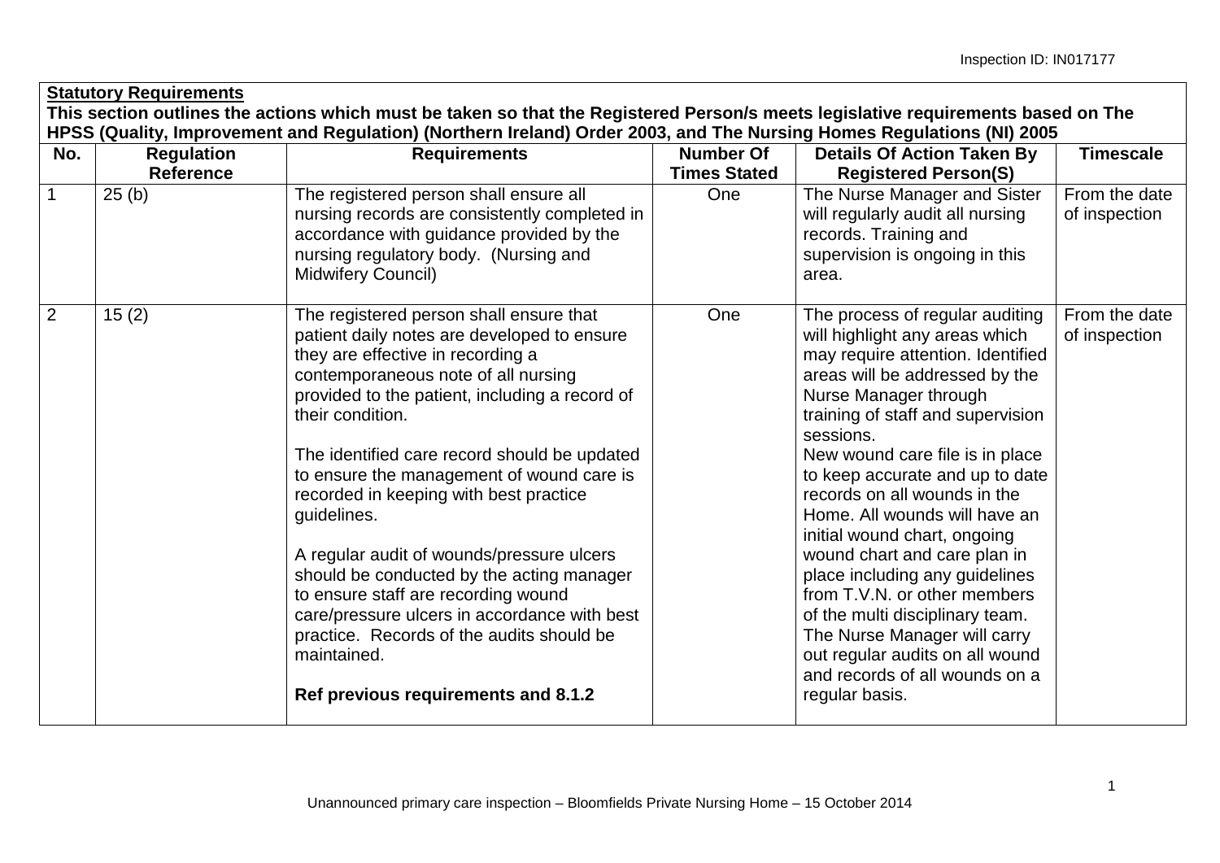**Statutory Requirements**

**This section outlines the actions which must be taken so that the Registered Person/s meets legislative requirements based on The HPSS (Quality, Improvement and Regulation) (Northern Ireland) Order 2003, and The Nursing Homes Regulations (NI) 2005**

| No. | Regulation Reference | Requirements | Number Of Times Stated | Details Of Action Taken By Registered Person(S) | Timescale |
|---|---|---|---|---|---|
| 1 | 25 (b) | The registered person shall ensure all nursing records are consistently completed in accordance with guidance provided by the nursing regulatory body. (Nursing and Midwifery Council) | One | The Nurse Manager and Sister will regularly audit all nursing records. Training and supervision is ongoing in this area. | From the date of inspection |
| 2 | 15 (2) | The registered person shall ensure that patient daily notes are developed to ensure they are effective in recording a contemporaneous note of all nursing provided to the patient, including a record of their condition.<br><br>The identified care record should be updated to ensure the management of wound care is recorded in keeping with best practice guidelines.<br><br>A regular audit of wounds/pressure ulcers should be conducted by the acting manager to ensure staff are recording wound care/pressure ulcers in accordance with best practice. Records of the audits should be maintained.<br><br>**Ref previous requirements and 8.1.2** | One | The process of regular auditing will highlight any areas which may require attention. Identified areas will be addressed by the Nurse Manager through training of staff and supervision sessions.<br>New wound care file is in place to keep accurate and up to date records on all wounds in the Home. All wounds will have an initial wound chart, ongoing wound chart and care plan in place including any guidelines from T.V.N. or other members of the multi disciplinary team. The Nurse Manager will carry out regular audits on all wound and records of all wounds on a regular basis. | From the date of inspection |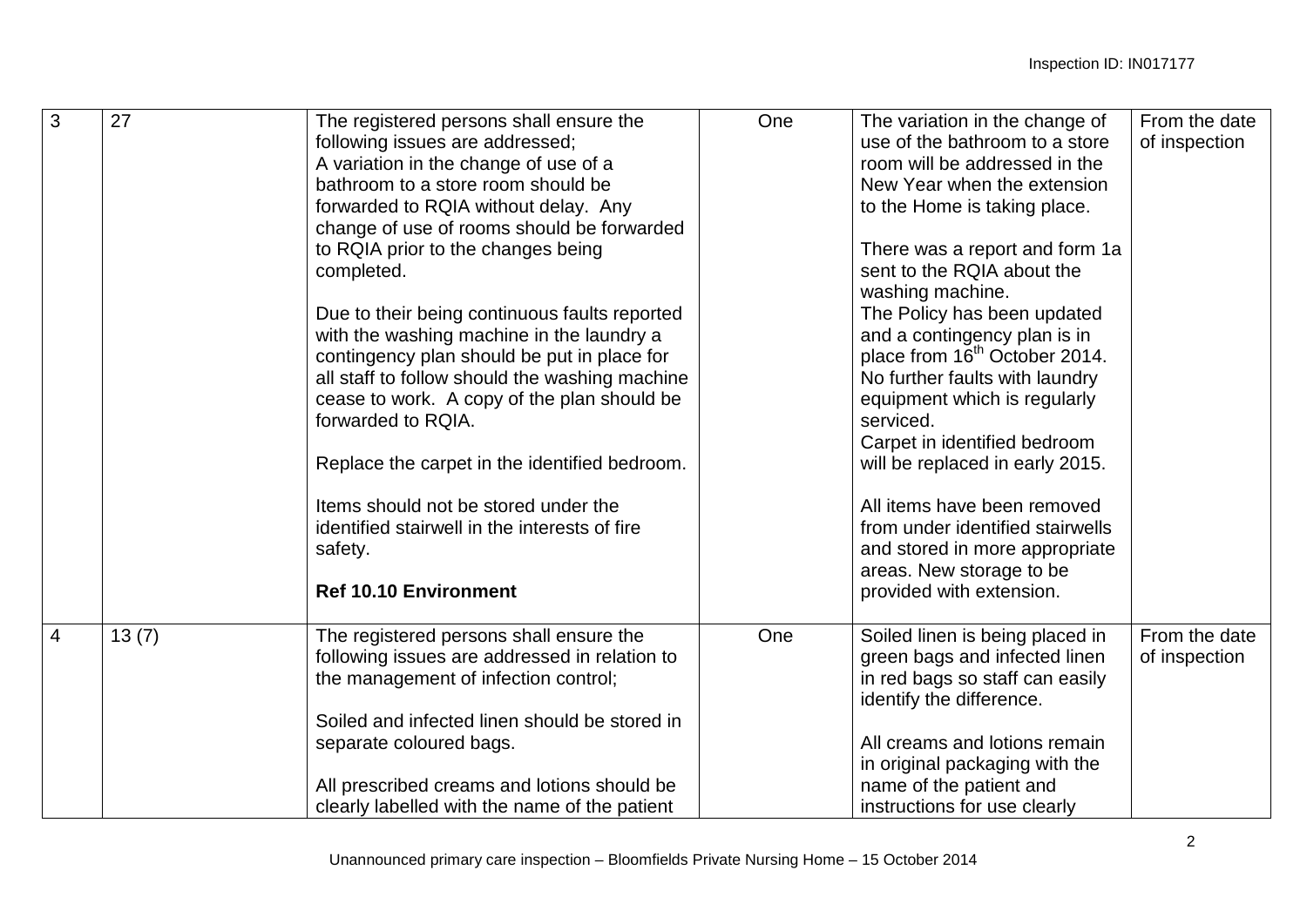| | | | | | |
|---|---|---|---|---|---|
| 3 | 27 | The registered persons shall ensure the following issues are addressed;<br>A variation in the change of use of a bathroom to a store room should be forwarded to RQIA without delay. Any change of use of rooms should be forwarded to RQIA prior to the changes being completed.<br><br>Due to their being continuous faults reported with the washing machine in the laundry a contingency plan should be put in place for all staff to follow should the washing machine cease to work. A copy of the plan should be forwarded to RQIA.<br><br>Replace the carpet in the identified bedroom.<br><br>Items should not be stored under the identified stairwell in the interests of fire safety.<br><br>**Ref 10.10 Environment** | One | The variation in the change of use of the bathroom to a store room will be addressed in the New Year when the extension to the Home is taking place.<br><br>There was a report and form 1a sent to the RQIA about the washing machine.<br>The Policy has been updated and a contingency plan is in place from 16th October 2014.<br>No further faults with laundry equipment which is regularly serviced.<br>Carpet in identified bedroom will be replaced in early 2015.<br><br>All items have been removed from under identified stairwells and stored in more appropriate areas. New storage to be provided with extension. | From the date of inspection |
| 4 | 13 (7) | The registered persons shall ensure the following issues are addressed in relation to the management of infection control;<br><br>Soiled and infected linen should be stored in separate coloured bags.<br><br>All prescribed creams and lotions should be clearly labelled with the name of the patient | One | Soiled linen is being placed in green bags and infected linen in red bags so staff can easily identify the difference.<br><br>All creams and lotions remain in original packaging with the name of the patient and instructions for use clearly | From the date of inspection |

Unannounced primary care inspection – Bloomfields Private Nursing Home – 15 October 2014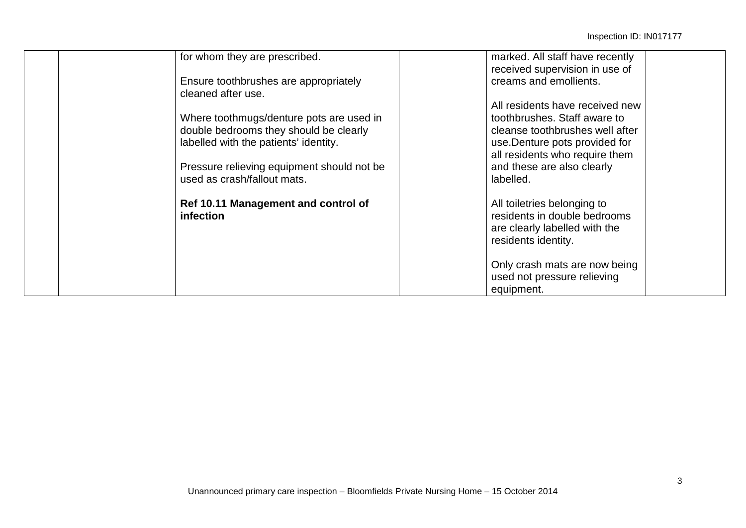| | | | | | |
|---|---|---|---|---|---|
| | | for whom they are prescribed.<br><br>Ensure toothbrushes are appropriately cleaned after use.<br><br>Where toothmugs/denture pots are used in double bedrooms they should be clearly labelled with the patients' identity.<br><br>Pressure relieving equipment should not be used as crash/fallout mats.<br><br>**Ref 10.11 Management and control of infection** | | marked. All staff have recently received supervision in use of creams and emollients.<br><br>All residents have received new toothbrushes. Staff aware to cleanse toothbrushes well after use.Denture pots provided for all residents who require them and these are also clearly labelled.<br><br>All toiletries belonging to residents in double bedrooms are clearly labelled with the residents identity.<br><br>Only crash mats are now being used not pressure relieving equipment. | |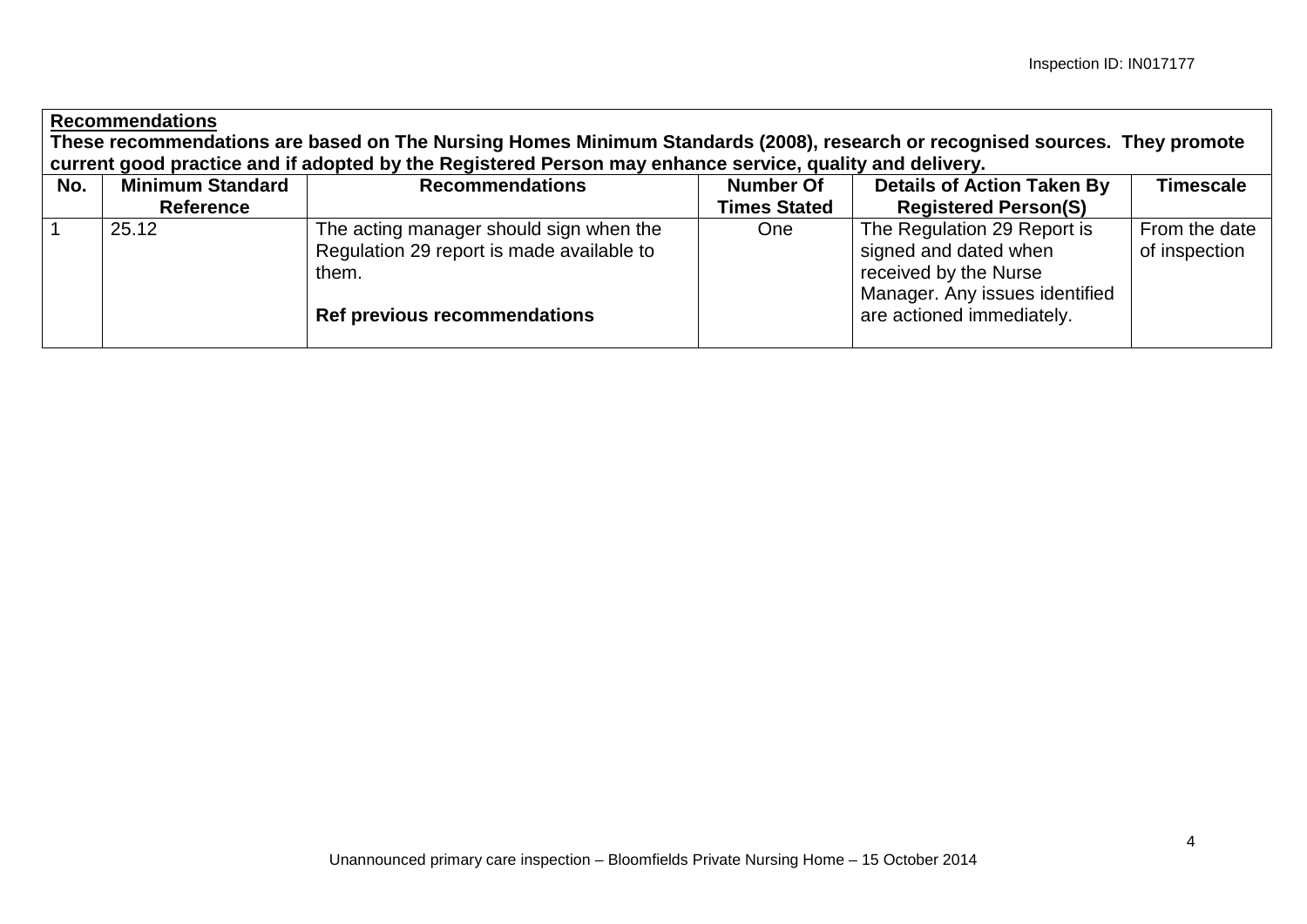**Recommendations**

**These recommendations are based on The Nursing Homes Minimum Standards (2008), research or recognised sources. They promote current good practice and if adopted by the Registered Person may enhance service, quality and delivery.**

| No. | Minimum Standard Reference | Recommendations | Number Of Times Stated | Details of Action Taken By Registered Person(S) | Timescale |
|---|---|---|---|---|---|
| 1 | 25.12 | The acting manager should sign when the Regulation 29 report is made available to them.<br><br>**Ref previous recommendations** | One | The Regulation 29 Report is signed and dated when received by the Nurse Manager. Any issues identified are actioned immediately. | From the date of inspection |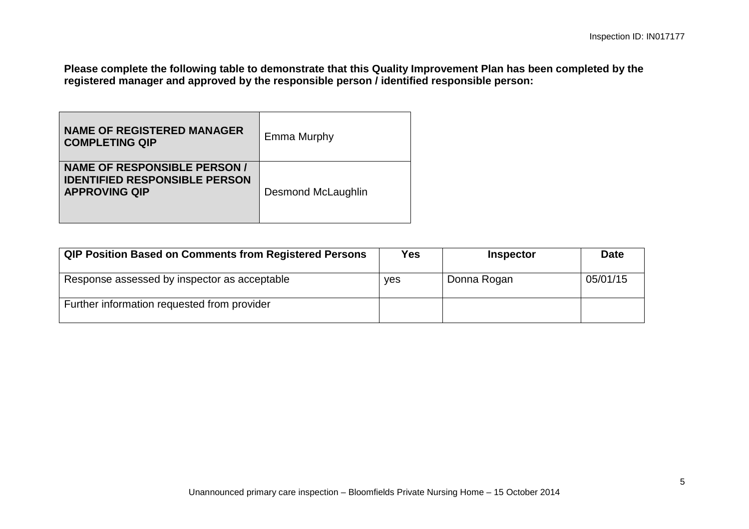**Please complete the following table to demonstrate that this Quality Improvement Plan has been completed by the registered manager and approved by the responsible person / identified responsible person:**

| | |
|---|---|
| **NAME OF REGISTERED MANAGER COMPLETING QIP** | Emma Murphy |
| **NAME OF RESPONSIBLE PERSON / IDENTIFIED RESPONSIBLE PERSON APPROVING QIP** | Desmond McLaughlin |

| QIP Position Based on Comments from Registered Persons | Yes | Inspector | Date |
|---|---|---|---|
| Response assessed by inspector as acceptable | yes | Donna Rogan | 05/01/15 |
| Further information requested from provider | | | |